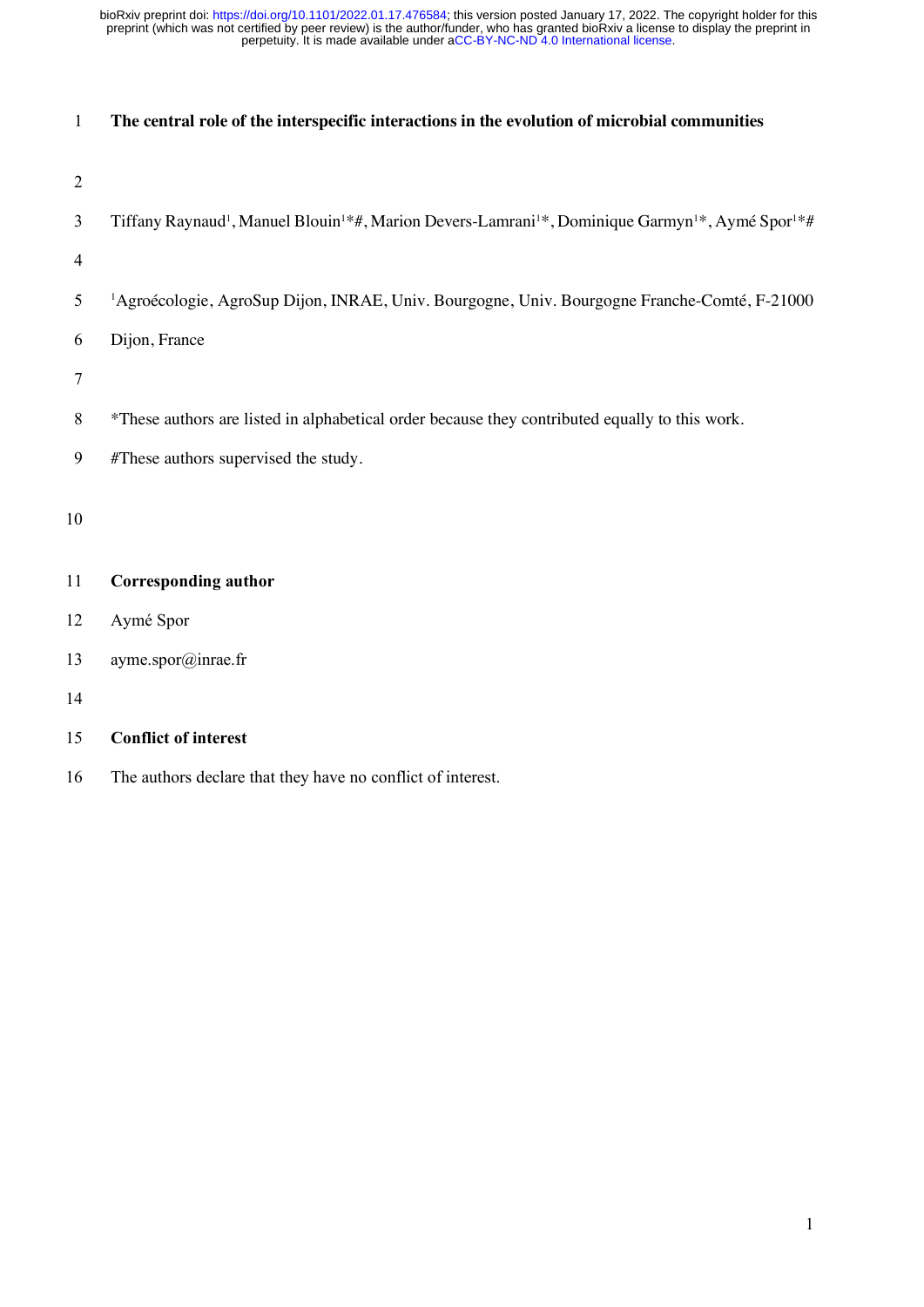# The central role of the interspecific interactions in the evolution of microbial communities

Tiffany Raynaud[1], Manuel Blouin[1]*#, Marion Devers-Lamrani[1]*, Dominique Garmyn[1]*, Aymé Spor[1]*#

[1]Agroécologie, AgroSup Dijon, INRAE, Univ. Bourgogne, Univ. Bourgogne Franche-Comté, F-21000 Dijon, France

*These authors are listed in alphabetical order because they contributed equally to this work.

#These authors supervised the study.

**Corresponding author**

Aymé Spor

ayme.spor@inrae.fr

**Conflict of interest**

The authors declare that they have no conflict of interest.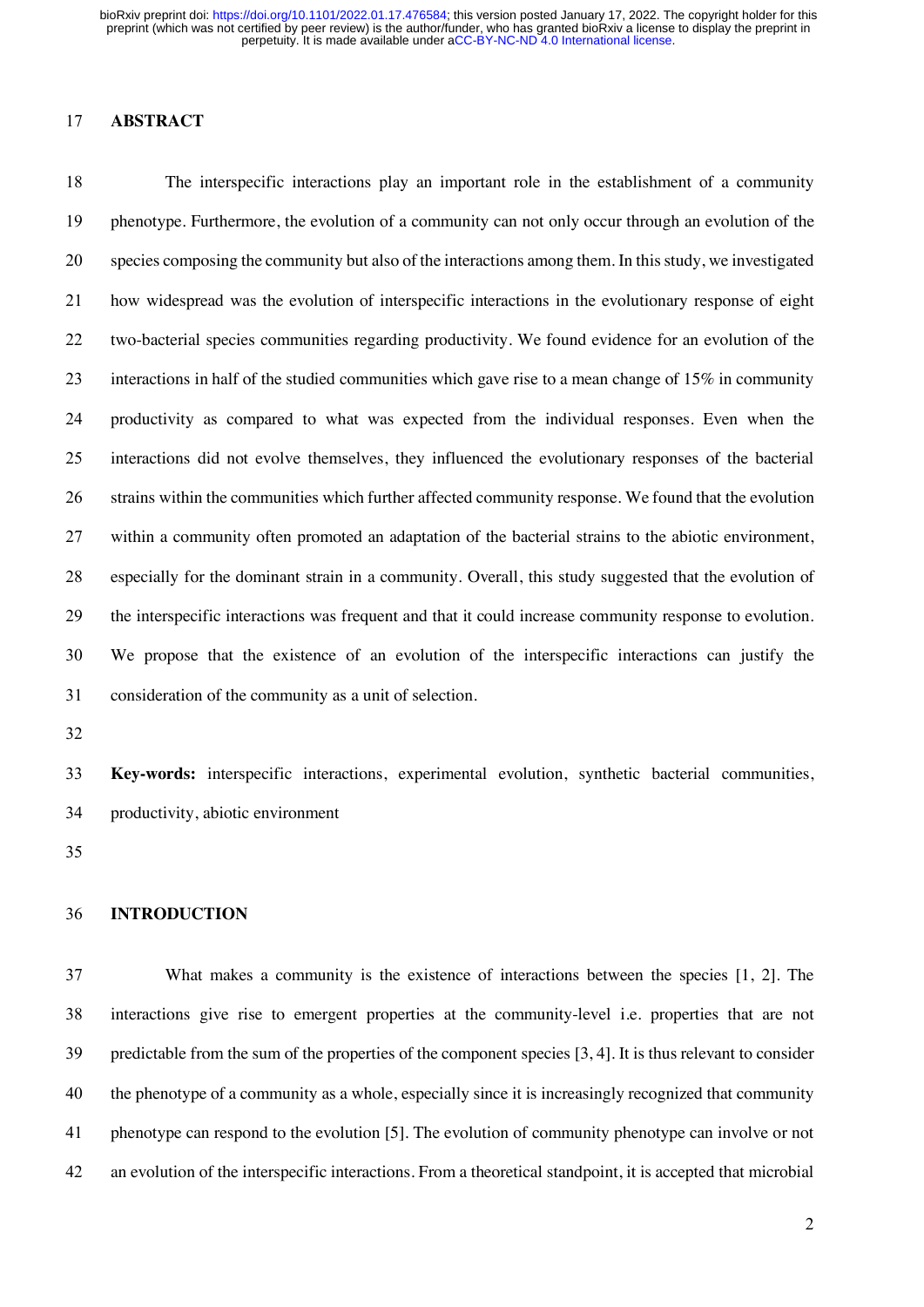## ABSTRACT

The interspecific interactions play an important role in the establishment of a community phenotype. Furthermore, the evolution of a community can not only occur through an evolution of the species composing the community but also of the interactions among them. In this study, we investigated how widespread was the evolution of interspecific interactions in the evolutionary response of eight two-bacterial species communities regarding productivity. We found evidence for an evolution of the interactions in half of the studied communities which gave rise to a mean change of 15% in community productivity as compared to what was expected from the individual responses. Even when the interactions did not evolve themselves, they influenced the evolutionary responses of the bacterial strains within the communities which further affected community response. We found that the evolution within a community often promoted an adaptation of the bacterial strains to the abiotic environment, especially for the dominant strain in a community. Overall, this study suggested that the evolution of the interspecific interactions was frequent and that it could increase community response to evolution. We propose that the existence of an evolution of the interspecific interactions can justify the consideration of the community as a unit of selection.

**Key-words:** interspecific interactions, experimental evolution, synthetic bacterial communities, productivity, abiotic environment

## INTRODUCTION

What makes a community is the existence of interactions between the species [1, 2]. The interactions give rise to emergent properties at the community-level i.e. properties that are not predictable from the sum of the properties of the component species [3, 4]. It is thus relevant to consider the phenotype of a community as a whole, especially since it is increasingly recognized that community phenotype can respond to the evolution [5]. The evolution of community phenotype can involve or not an evolution of the interspecific interactions. From a theoretical standpoint, it is accepted that microbial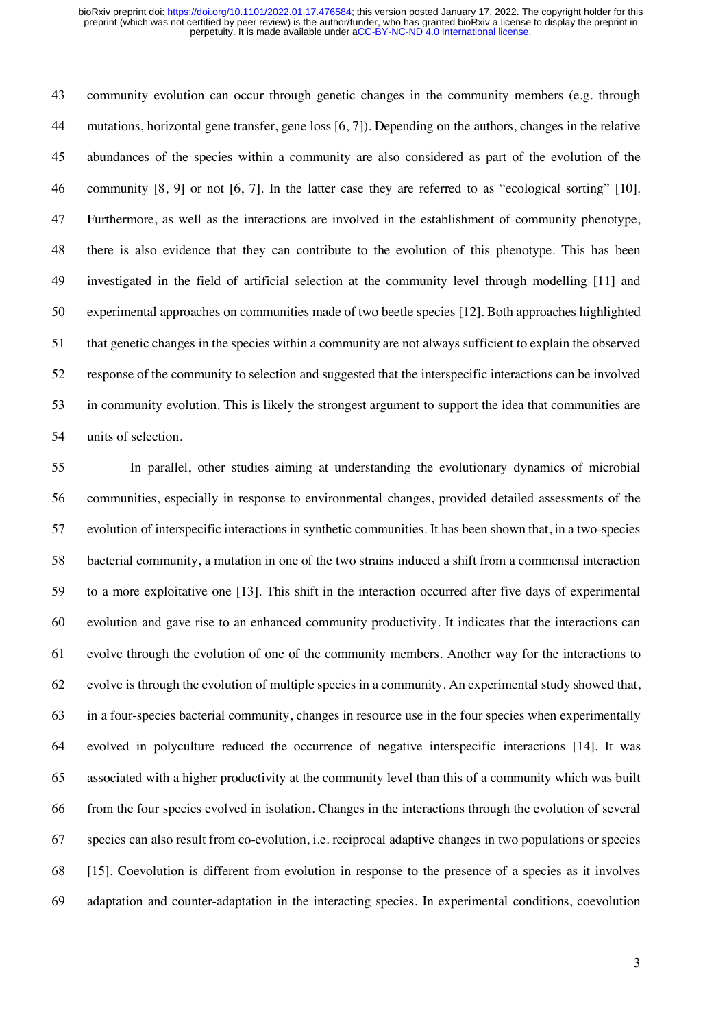community evolution can occur through genetic changes in the community members (e.g. through mutations, horizontal gene transfer, gene loss [6, 7]). Depending on the authors, changes in the relative abundances of the species within a community are also considered as part of the evolution of the community [8, 9] or not [6, 7]. In the latter case they are referred to as "ecological sorting" [10]. Furthermore, as well as the interactions are involved in the establishment of community phenotype, there is also evidence that they can contribute to the evolution of this phenotype. This has been investigated in the field of artificial selection at the community level through modelling [11] and experimental approaches on communities made of two beetle species [12]. Both approaches highlighted that genetic changes in the species within a community are not always sufficient to explain the observed response of the community to selection and suggested that the interspecific interactions can be involved in community evolution. This is likely the strongest argument to support the idea that communities are units of selection.

In parallel, other studies aiming at understanding the evolutionary dynamics of microbial communities, especially in response to environmental changes, provided detailed assessments of the evolution of interspecific interactions in synthetic communities. It has been shown that, in a two-species bacterial community, a mutation in one of the two strains induced a shift from a commensal interaction to a more exploitative one [13]. This shift in the interaction occurred after five days of experimental evolution and gave rise to an enhanced community productivity. It indicates that the interactions can evolve through the evolution of one of the community members. Another way for the interactions to evolve is through the evolution of multiple species in a community. An experimental study showed that, in a four-species bacterial community, changes in resource use in the four species when experimentally evolved in polyculture reduced the occurrence of negative interspecific interactions [14]. It was associated with a higher productivity at the community level than this of a community which was built from the four species evolved in isolation. Changes in the interactions through the evolution of several species can also result from co-evolution, i.e. reciprocal adaptive changes in two populations or species [15]. Coevolution is different from evolution in response to the presence of a species as it involves adaptation and counter-adaptation in the interacting species. In experimental conditions, coevolution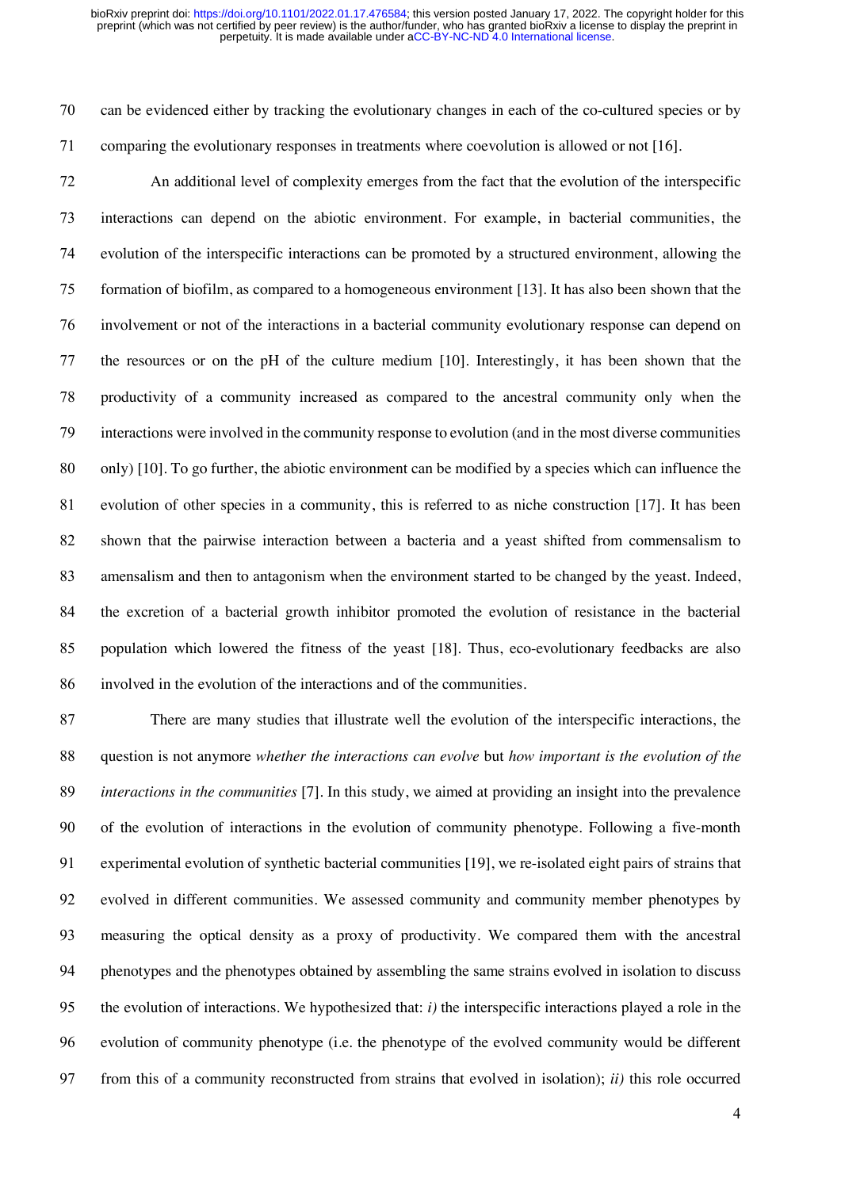can be evidenced either by tracking the evolutionary changes in each of the co-cultured species or by comparing the evolutionary responses in treatments where coevolution is allowed or not [16].

An additional level of complexity emerges from the fact that the evolution of the interspecific interactions can depend on the abiotic environment. For example, in bacterial communities, the evolution of the interspecific interactions can be promoted by a structured environment, allowing the formation of biofilm, as compared to a homogeneous environment [13]. It has also been shown that the involvement or not of the interactions in a bacterial community evolutionary response can depend on the resources or on the pH of the culture medium [10]. Interestingly, it has been shown that the productivity of a community increased as compared to the ancestral community only when the interactions were involved in the community response to evolution (and in the most diverse communities only) [10]. To go further, the abiotic environment can be modified by a species which can influence the evolution of other species in a community, this is referred to as niche construction [17]. It has been shown that the pairwise interaction between a bacteria and a yeast shifted from commensalism to amensalism and then to antagonism when the environment started to be changed by the yeast. Indeed, the excretion of a bacterial growth inhibitor promoted the evolution of resistance in the bacterial population which lowered the fitness of the yeast [18]. Thus, eco-evolutionary feedbacks are also involved in the evolution of the interactions and of the communities.

There are many studies that illustrate well the evolution of the interspecific interactions, the question is not anymore *whether the interactions can evolve* but *how important is the evolution of the interactions in the communities* [7]. In this study, we aimed at providing an insight into the prevalence of the evolution of interactions in the evolution of community phenotype. Following a five-month experimental evolution of synthetic bacterial communities [19], we re-isolated eight pairs of strains that evolved in different communities. We assessed community and community member phenotypes by measuring the optical density as a proxy of productivity. We compared them with the ancestral phenotypes and the phenotypes obtained by assembling the same strains evolved in isolation to discuss the evolution of interactions. We hypothesized that: *i)* the interspecific interactions played a role in the evolution of community phenotype (i.e. the phenotype of the evolved community would be different from this of a community reconstructed from strains that evolved in isolation); *ii)* this role occurred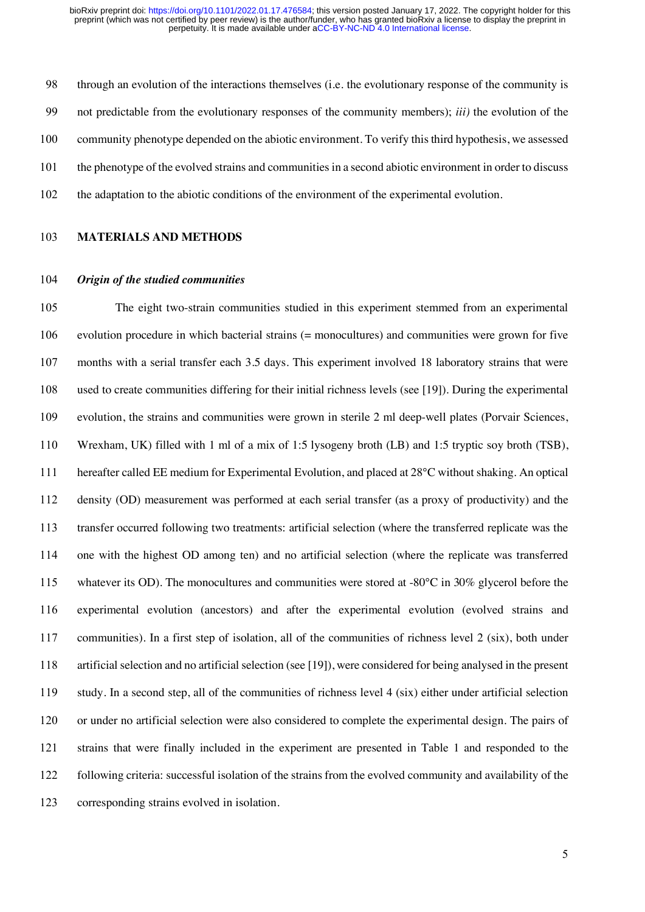through an evolution of the interactions themselves (i.e. the evolutionary response of the community is not predictable from the evolutionary responses of the community members); *iii)* the evolution of the community phenotype depended on the abiotic environment. To verify this third hypothesis, we assessed the phenotype of the evolved strains and communities in a second abiotic environment in order to discuss the adaptation to the abiotic conditions of the environment of the experimental evolution.

## MATERIALS AND METHODS

### *Origin of the studied communities*

The eight two-strain communities studied in this experiment stemmed from an experimental evolution procedure in which bacterial strains (= monocultures) and communities were grown for five months with a serial transfer each 3.5 days. This experiment involved 18 laboratory strains that were used to create communities differing for their initial richness levels (see [19]). During the experimental evolution, the strains and communities were grown in sterile 2 ml deep-well plates (Porvair Sciences, Wrexham, UK) filled with 1 ml of a mix of 1:5 lysogeny broth (LB) and 1:5 tryptic soy broth (TSB), hereafter called EE medium for Experimental Evolution, and placed at 28°C without shaking. An optical density (OD) measurement was performed at each serial transfer (as a proxy of productivity) and the transfer occurred following two treatments: artificial selection (where the transferred replicate was the one with the highest OD among ten) and no artificial selection (where the replicate was transferred whatever its OD). The monocultures and communities were stored at -80°C in 30% glycerol before the experimental evolution (ancestors) and after the experimental evolution (evolved strains and communities). In a first step of isolation, all of the communities of richness level 2 (six), both under artificial selection and no artificial selection (see [19]), were considered for being analysed in the present study. In a second step, all of the communities of richness level 4 (six) either under artificial selection or under no artificial selection were also considered to complete the experimental design. The pairs of strains that were finally included in the experiment are presented in Table 1 and responded to the following criteria: successful isolation of the strains from the evolved community and availability of the corresponding strains evolved in isolation.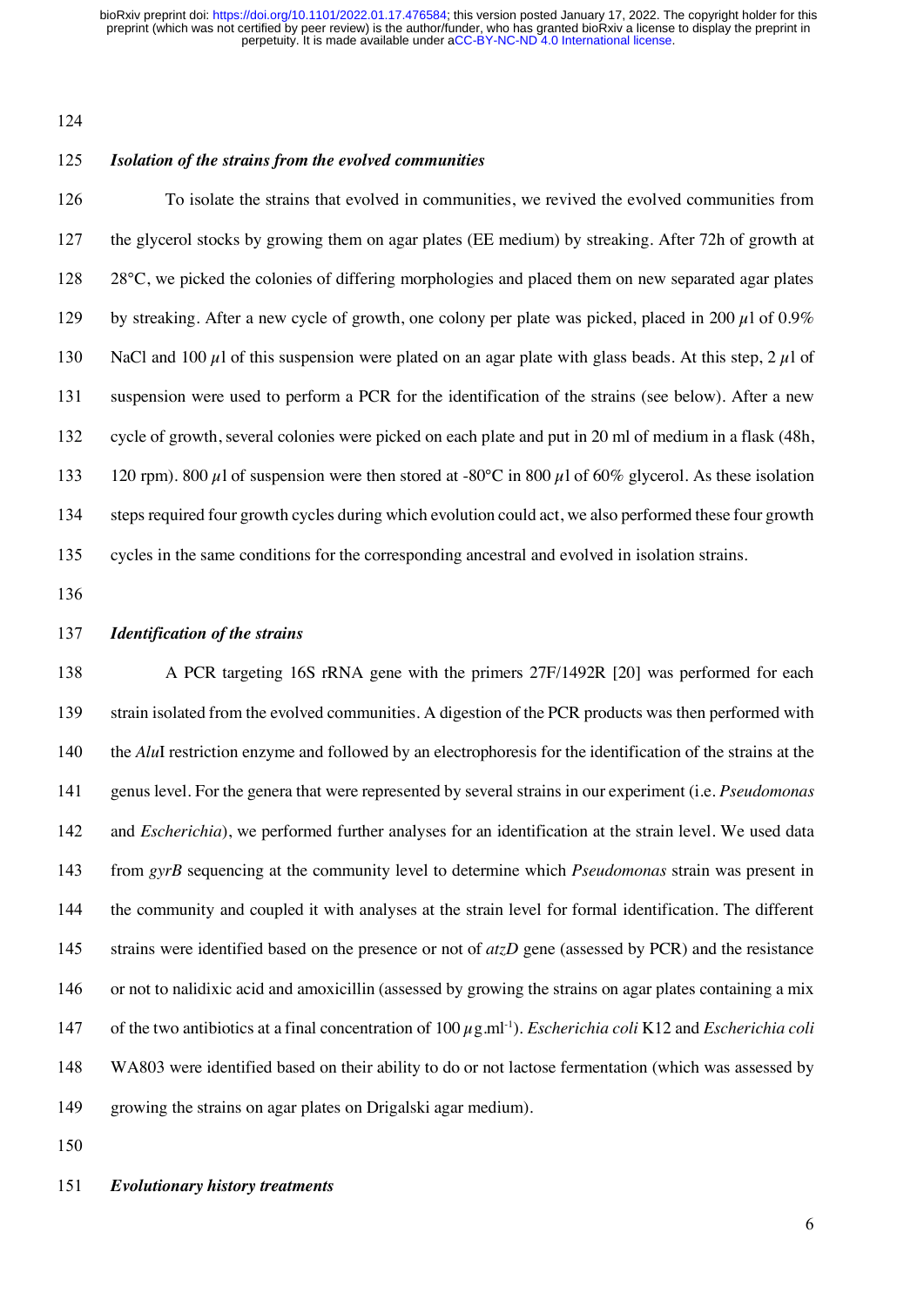### *Isolation of the strains from the evolved communities*

To isolate the strains that evolved in communities, we revived the evolved communities from the glycerol stocks by growing them on agar plates (EE medium) by streaking. After 72h of growth at 28°C, we picked the colonies of differing morphologies and placed them on new separated agar plates by streaking. After a new cycle of growth, one colony per plate was picked, placed in 200 $\mu$l of 0.9% NaCl and 100 $\mu$l of this suspension were plated on an agar plate with glass beads. At this step, 2 $\mu$l of suspension were used to perform a PCR for the identification of the strains (see below). After a new cycle of growth, several colonies were picked on each plate and put in 20 ml of medium in a flask (48h, 120 rpm). 800 $\mu$l of suspension were then stored at -80°C in 800 $\mu$l of 60% glycerol. As these isolation steps required four growth cycles during which evolution could act, we also performed these four growth cycles in the same conditions for the corresponding ancestral and evolved in isolation strains.

### *Identification of the strains*

A PCR targeting 16S rRNA gene with the primers 27F/1492R [20] was performed for each strain isolated from the evolved communities. A digestion of the PCR products was then performed with the *Alu*I restriction enzyme and followed by an electrophoresis for the identification of the strains at the genus level. For the genera that were represented by several strains in our experiment (i.e. *Pseudomonas* and *Escherichia*), we performed further analyses for an identification at the strain level. We used data from *gyrB* sequencing at the community level to determine which *Pseudomonas* strain was present in the community and coupled it with analyses at the strain level for formal identification. The different strains were identified based on the presence or not of *atzD* gene (assessed by PCR) and the resistance or not to nalidixic acid and amoxicillin (assessed by growing the strains on agar plates containing a mix of the two antibiotics at a final concentration of 100 $\mu$g.ml$^{-1}$). *Escherichia coli* K12 and *Escherichia coli* WA803 were identified based on their ability to do or not lactose fermentation (which was assessed by growing the strains on agar plates on Drigalski agar medium).

### *Evolutionary history treatments*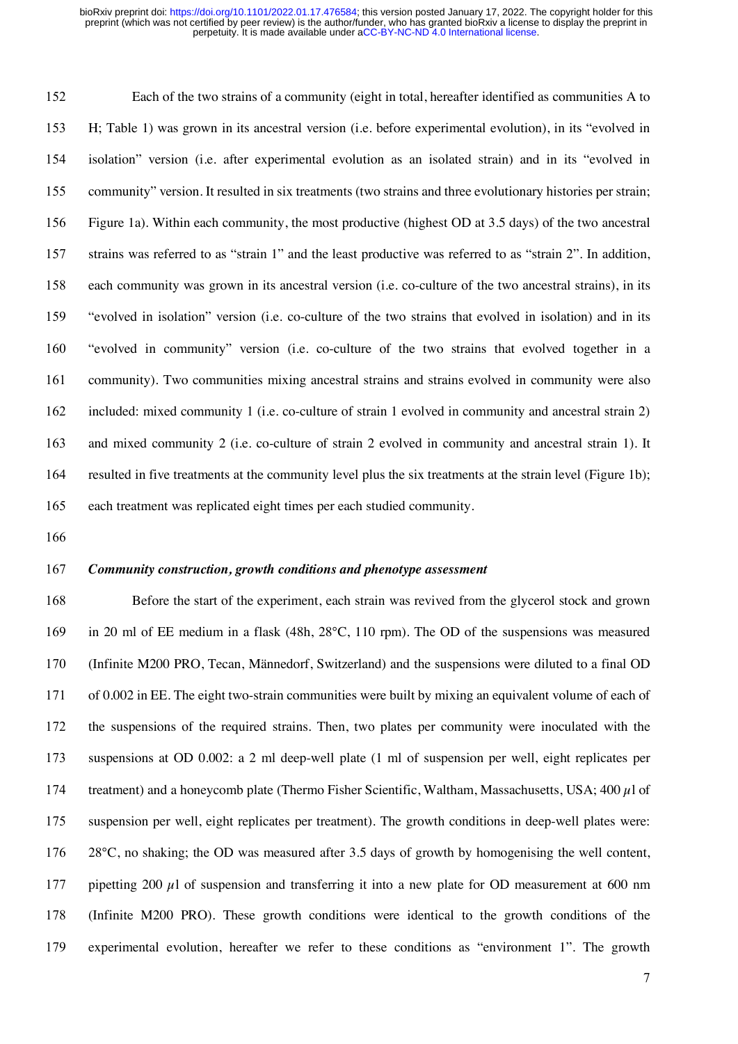Each of the two strains of a community (eight in total, hereafter identified as communities A to H; Table 1) was grown in its ancestral version (i.e. before experimental evolution), in its "evolved in isolation" version (i.e. after experimental evolution as an isolated strain) and in its "evolved in community" version. It resulted in six treatments (two strains and three evolutionary histories per strain; Figure 1a). Within each community, the most productive (highest OD at 3.5 days) of the two ancestral strains was referred to as "strain 1" and the least productive was referred to as "strain 2". In addition, each community was grown in its ancestral version (i.e. co-culture of the two ancestral strains), in its "evolved in isolation" version (i.e. co-culture of the two strains that evolved in isolation) and in its "evolved in community" version (i.e. co-culture of the two strains that evolved together in a community). Two communities mixing ancestral strains and strains evolved in community were also included: mixed community 1 (i.e. co-culture of strain 1 evolved in community and ancestral strain 2) and mixed community 2 (i.e. co-culture of strain 2 evolved in community and ancestral strain 1). It resulted in five treatments at the community level plus the six treatments at the strain level (Figure 1b); each treatment was replicated eight times per each studied community.

### *Community construction, growth conditions and phenotype assessment*

Before the start of the experiment, each strain was revived from the glycerol stock and grown in 20 ml of EE medium in a flask (48h, 28°C, 110 rpm). The OD of the suspensions was measured (Infinite M200 PRO, Tecan, Männedorf, Switzerland) and the suspensions were diluted to a final OD of 0.002 in EE. The eight two-strain communities were built by mixing an equivalent volume of each of the suspensions of the required strains. Then, two plates per community were inoculated with the suspensions at OD 0.002: a 2 ml deep-well plate (1 ml of suspension per well, eight replicates per treatment) and a honeycomb plate (Thermo Fisher Scientific, Waltham, Massachusetts, USA; 400 $\mu$l of suspension per well, eight replicates per treatment). The growth conditions in deep-well plates were: 28°C, no shaking; the OD was measured after 3.5 days of growth by homogenising the well content, pipetting 200 $\mu$l of suspension and transferring it into a new plate for OD measurement at 600 nm (Infinite M200 PRO). These growth conditions were identical to the growth conditions of the experimental evolution, hereafter we refer to these conditions as "environment 1". The growth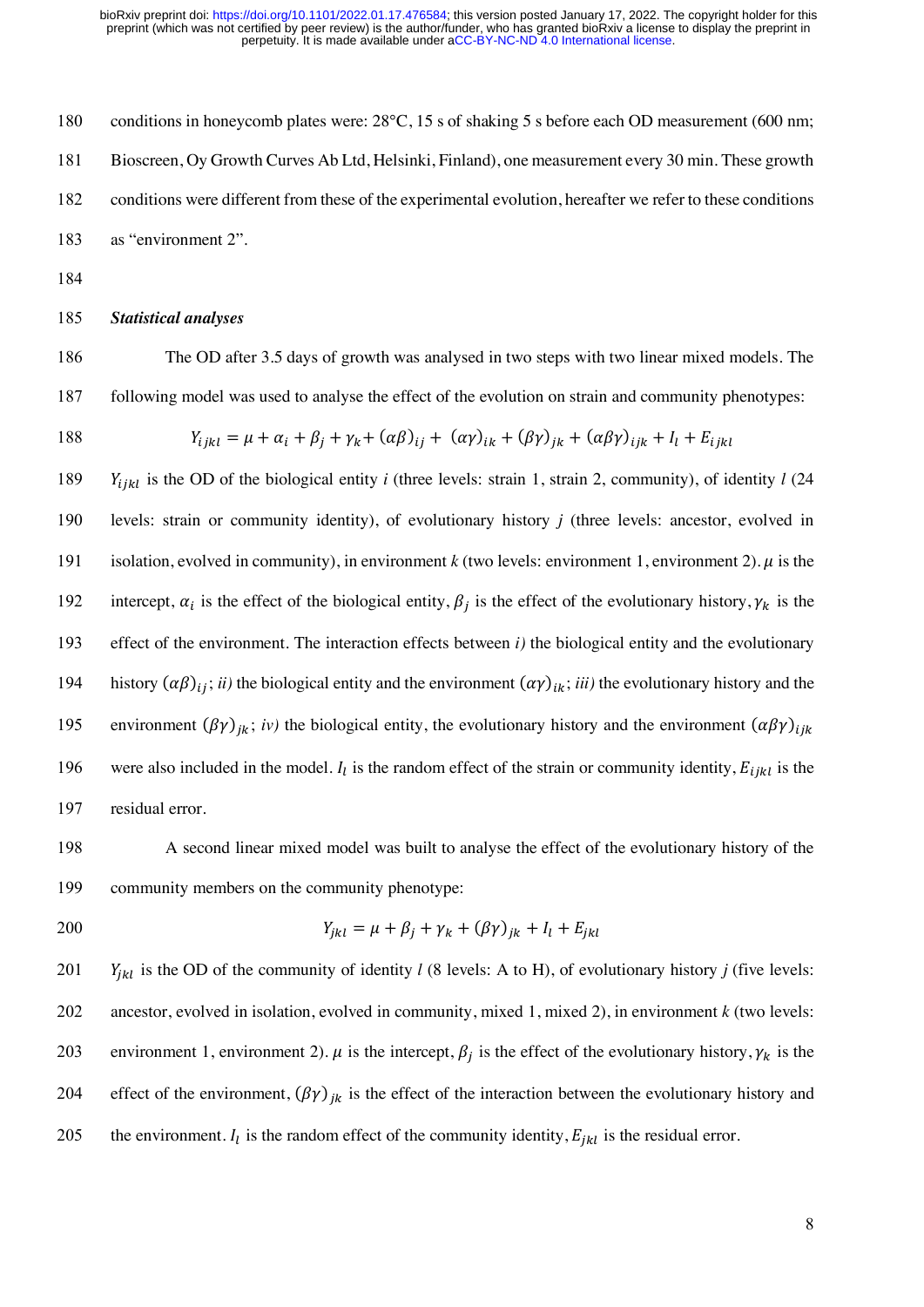conditions in honeycomb plates were: 28°C, 15 s of shaking 5 s before each OD measurement (600 nm; Bioscreen, Oy Growth Curves Ab Ltd, Helsinki, Finland), one measurement every 30 min. These growth conditions were different from these of the experimental evolution, hereafter we refer to these conditions as "environment 2".

***Statistical analyses***

The OD after 3.5 days of growth was analysed in two steps with two linear mixed models. The following model was used to analyse the effect of the evolution on strain and community phenotypes:

$$Y_{ijkl} = \mu + \alpha_i + \beta_j + \gamma_k + (\alpha\beta)_{ij} + (\alpha\gamma)_{ik} + (\beta\gamma)_{jk} + (\alpha\beta\gamma)_{ijk} + I_l + E_{ijkl}$$

$Y_{ijkl}$ is the OD of the biological entity *i* (three levels: strain 1, strain 2, community), of identity *l* (24 levels: strain or community identity), of evolutionary history *j* (three levels: ancestor, evolved in isolation, evolved in community), in environment *k* (two levels: environment 1, environment 2). $\mu$ is the intercept, $\alpha_i$ is the effect of the biological entity, $\beta_j$ is the effect of the evolutionary history, $\gamma_k$ is the effect of the environment. The interaction effects between *i)* the biological entity and the evolutionary history $(\alpha\beta)_{ij}$; *ii)* the biological entity and the environment $(\alpha\gamma)_{ik}$; *iii)* the evolutionary history and the environment $(\beta\gamma)_{jk}$; *iv)* the biological entity, the evolutionary history and the environment $(\alpha\beta\gamma)_{ijk}$ were also included in the model. $I_l$ is the random effect of the strain or community identity, $E_{ijkl}$ is the residual error.

A second linear mixed model was built to analyse the effect of the evolutionary history of the community members on the community phenotype:

$$Y_{jkl} = \mu + \beta_j + \gamma_k + (\beta\gamma)_{jk} + I_l + E_{jkl}$$

$Y_{jkl}$ is the OD of the community of identity *l* (8 levels: A to H), of evolutionary history *j* (five levels: ancestor, evolved in isolation, evolved in community, mixed 1, mixed 2), in environment *k* (two levels: environment 1, environment 2). $\mu$ is the intercept, $\beta_j$ is the effect of the evolutionary history, $\gamma_k$ is the effect of the environment, $(\beta\gamma)_{jk}$ is the effect of the interaction between the evolutionary history and the environment. $I_l$ is the random effect of the community identity, $E_{jkl}$ is the residual error.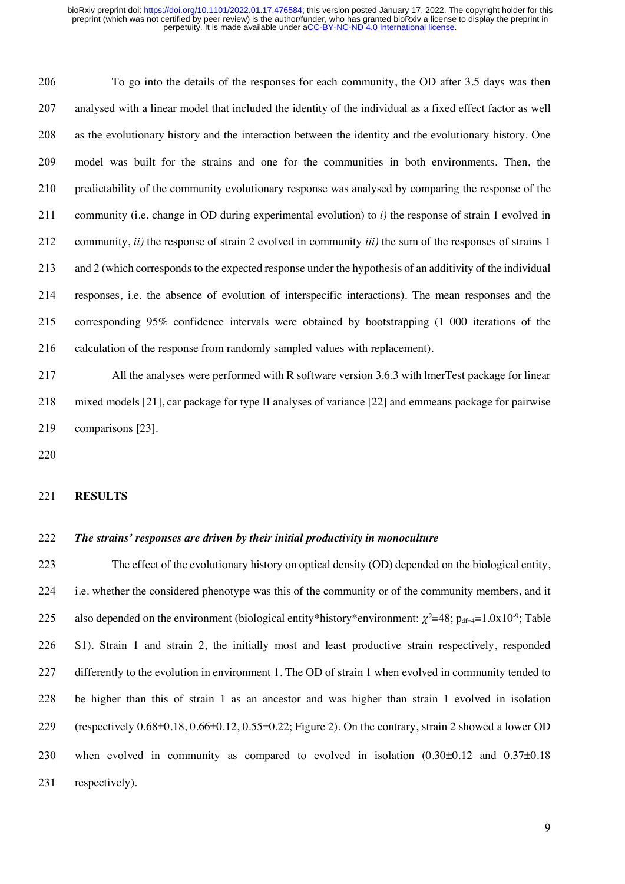To go into the details of the responses for each community, the OD after 3.5 days was then analysed with a linear model that included the identity of the individual as a fixed effect factor as well as the evolutionary history and the interaction between the identity and the evolutionary history. One model was built for the strains and one for the communities in both environments. Then, the predictability of the community evolutionary response was analysed by comparing the response of the community (i.e. change in OD during experimental evolution) to *i)* the response of strain 1 evolved in community, *ii)* the response of strain 2 evolved in community *iii)* the sum of the responses of strains 1 and 2 (which corresponds to the expected response under the hypothesis of an additivity of the individual responses, i.e. the absence of evolution of interspecific interactions). The mean responses and the corresponding 95% confidence intervals were obtained by bootstrapping (1 000 iterations of the calculation of the response from randomly sampled values with replacement).

All the analyses were performed with R software version 3.6.3 with lmerTest package for linear mixed models [21], car package for type II analyses of variance [22] and emmeans package for pairwise comparisons [23].

## RESULTS

### *The strains' responses are driven by their initial productivity in monoculture*

The effect of the evolutionary history on optical density (OD) depended on the biological entity, i.e. whether the considered phenotype was this of the community or of the community members, and it also depended on the environment (biological entity*history*environment: $\chi^2$=48; $p_{df=4}$=1.0x10$^{-9}$; Table S1). Strain 1 and strain 2, the initially most and least productive strain respectively, responded differently to the evolution in environment 1. The OD of strain 1 when evolved in community tended to be higher than this of strain 1 as an ancestor and was higher than strain 1 evolved in isolation (respectively 0.68±0.18, 0.66±0.12, 0.55±0.22; Figure 2). On the contrary, strain 2 showed a lower OD when evolved in community as compared to evolved in isolation (0.30±0.12 and 0.37±0.18 respectively).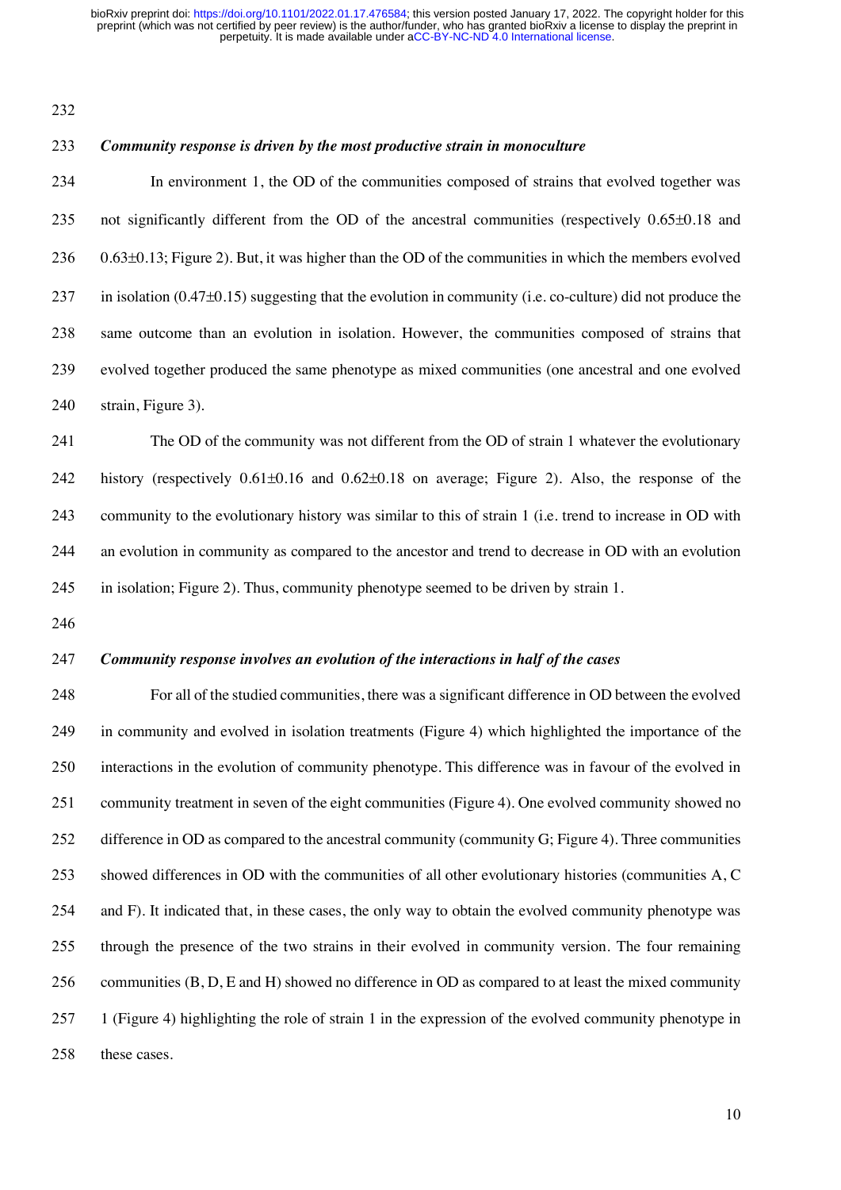### *Community response is driven by the most productive strain in monoculture*

In environment 1, the OD of the communities composed of strains that evolved together was not significantly different from the OD of the ancestral communities (respectively 0.65±0.18 and 0.63±0.13; Figure 2). But, it was higher than the OD of the communities in which the members evolved in isolation (0.47±0.15) suggesting that the evolution in community (i.e. co-culture) did not produce the same outcome than an evolution in isolation. However, the communities composed of strains that evolved together produced the same phenotype as mixed communities (one ancestral and one evolved strain, Figure 3).

The OD of the community was not different from the OD of strain 1 whatever the evolutionary history (respectively 0.61±0.16 and 0.62±0.18 on average; Figure 2). Also, the response of the community to the evolutionary history was similar to this of strain 1 (i.e. trend to increase in OD with an evolution in community as compared to the ancestor and trend to decrease in OD with an evolution in isolation; Figure 2). Thus, community phenotype seemed to be driven by strain 1.

### *Community response involves an evolution of the interactions in half of the cases*

For all of the studied communities, there was a significant difference in OD between the evolved in community and evolved in isolation treatments (Figure 4) which highlighted the importance of the interactions in the evolution of community phenotype. This difference was in favour of the evolved in community treatment in seven of the eight communities (Figure 4). One evolved community showed no difference in OD as compared to the ancestral community (community G; Figure 4). Three communities showed differences in OD with the communities of all other evolutionary histories (communities A, C and F). It indicated that, in these cases, the only way to obtain the evolved community phenotype was through the presence of the two strains in their evolved in community version. The four remaining communities (B, D, E and H) showed no difference in OD as compared to at least the mixed community 1 (Figure 4) highlighting the role of strain 1 in the expression of the evolved community phenotype in these cases.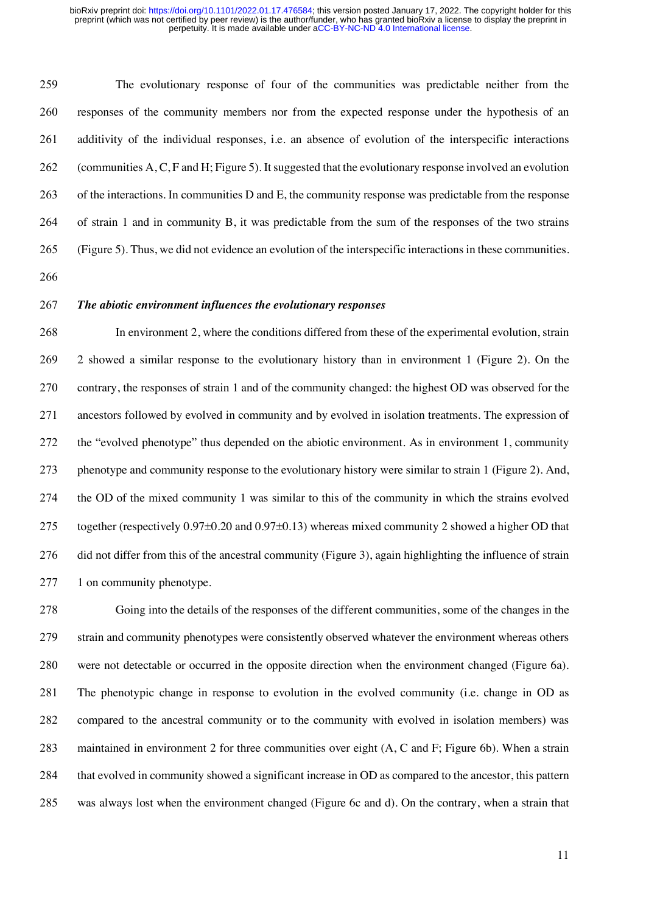The evolutionary response of four of the communities was predictable neither from the responses of the community members nor from the expected response under the hypothesis of an additivity of the individual responses, i.e. an absence of evolution of the interspecific interactions (communities A, C, F and H; Figure 5). It suggested that the evolutionary response involved an evolution of the interactions. In communities D and E, the community response was predictable from the response of strain 1 and in community B, it was predictable from the sum of the responses of the two strains (Figure 5). Thus, we did not evidence an evolution of the interspecific interactions in these communities.

### *The abiotic environment influences the evolutionary responses*

In environment 2, where the conditions differed from these of the experimental evolution, strain 2 showed a similar response to the evolutionary history than in environment 1 (Figure 2). On the contrary, the responses of strain 1 and of the community changed: the highest OD was observed for the ancestors followed by evolved in community and by evolved in isolation treatments. The expression of the "evolved phenotype" thus depended on the abiotic environment. As in environment 1, community phenotype and community response to the evolutionary history were similar to strain 1 (Figure 2). And, the OD of the mixed community 1 was similar to this of the community in which the strains evolved together (respectively 0.97±0.20 and 0.97±0.13) whereas mixed community 2 showed a higher OD that did not differ from this of the ancestral community (Figure 3), again highlighting the influence of strain 1 on community phenotype.

Going into the details of the responses of the different communities, some of the changes in the strain and community phenotypes were consistently observed whatever the environment whereas others were not detectable or occurred in the opposite direction when the environment changed (Figure 6a). The phenotypic change in response to evolution in the evolved community (i.e. change in OD as compared to the ancestral community or to the community with evolved in isolation members) was maintained in environment 2 for three communities over eight (A, C and F; Figure 6b). When a strain that evolved in community showed a significant increase in OD as compared to the ancestor, this pattern was always lost when the environment changed (Figure 6c and d). On the contrary, when a strain that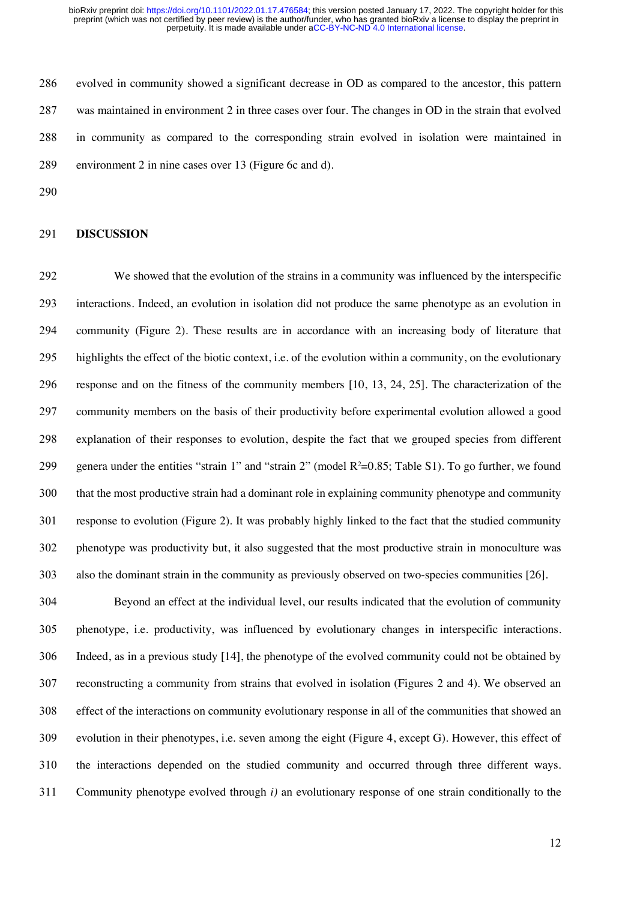evolved in community showed a significant decrease in OD as compared to the ancestor, this pattern was maintained in environment 2 in three cases over four. The changes in OD in the strain that evolved in community as compared to the corresponding strain evolved in isolation were maintained in environment 2 in nine cases over 13 (Figure 6c and d).

## DISCUSSION

We showed that the evolution of the strains in a community was influenced by the interspecific interactions. Indeed, an evolution in isolation did not produce the same phenotype as an evolution in community (Figure 2). These results are in accordance with an increasing body of literature that highlights the effect of the biotic context, i.e. of the evolution within a community, on the evolutionary response and on the fitness of the community members [10, 13, 24, 25]. The characterization of the community members on the basis of their productivity before experimental evolution allowed a good explanation of their responses to evolution, despite the fact that we grouped species from different genera under the entities "strain 1" and "strain 2" (model $R^2$=0.85; Table S1). To go further, we found that the most productive strain had a dominant role in explaining community phenotype and community response to evolution (Figure 2). It was probably highly linked to the fact that the studied community phenotype was productivity but, it also suggested that the most productive strain in monoculture was also the dominant strain in the community as previously observed on two-species communities [26].

Beyond an effect at the individual level, our results indicated that the evolution of community phenotype, i.e. productivity, was influenced by evolutionary changes in interspecific interactions. Indeed, as in a previous study [14], the phenotype of the evolved community could not be obtained by reconstructing a community from strains that evolved in isolation (Figures 2 and 4). We observed an effect of the interactions on community evolutionary response in all of the communities that showed an evolution in their phenotypes, i.e. seven among the eight (Figure 4, except G). However, this effect of the interactions depended on the studied community and occurred through three different ways. Community phenotype evolved through *i)* an evolutionary response of one strain conditionally to the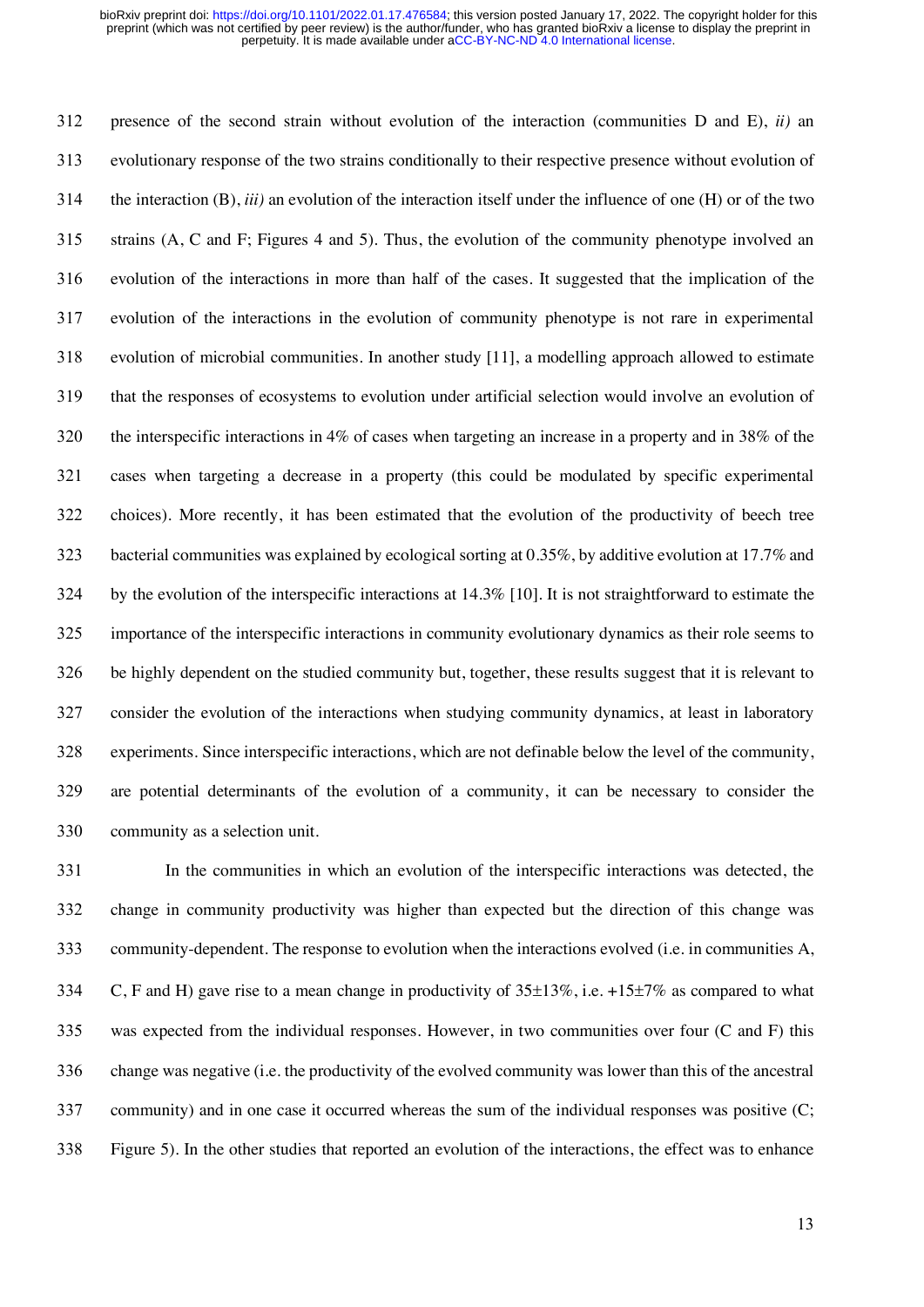presence of the second strain without evolution of the interaction (communities D and E), *ii)* an evolutionary response of the two strains conditionally to their respective presence without evolution of the interaction (B), *iii)* an evolution of the interaction itself under the influence of one (H) or of the two strains (A, C and F; Figures 4 and 5). Thus, the evolution of the community phenotype involved an evolution of the interactions in more than half of the cases. It suggested that the implication of the evolution of the interactions in the evolution of community phenotype is not rare in experimental evolution of microbial communities. In another study [11], a modelling approach allowed to estimate that the responses of ecosystems to evolution under artificial selection would involve an evolution of the interspecific interactions in 4% of cases when targeting an increase in a property and in 38% of the cases when targeting a decrease in a property (this could be modulated by specific experimental choices). More recently, it has been estimated that the evolution of the productivity of beech tree bacterial communities was explained by ecological sorting at 0.35%, by additive evolution at 17.7% and by the evolution of the interspecific interactions at 14.3% [10]. It is not straightforward to estimate the importance of the interspecific interactions in community evolutionary dynamics as their role seems to be highly dependent on the studied community but, together, these results suggest that it is relevant to consider the evolution of the interactions when studying community dynamics, at least in laboratory experiments. Since interspecific interactions, which are not definable below the level of the community, are potential determinants of the evolution of a community, it can be necessary to consider the community as a selection unit.

In the communities in which an evolution of the interspecific interactions was detected, the change in community productivity was higher than expected but the direction of this change was community-dependent. The response to evolution when the interactions evolved (i.e. in communities A, C, F and H) gave rise to a mean change in productivity of 35±13%, i.e. +15±7% as compared to what was expected from the individual responses. However, in two communities over four (C and F) this change was negative (i.e. the productivity of the evolved community was lower than this of the ancestral community) and in one case it occurred whereas the sum of the individual responses was positive (C; Figure 5). In the other studies that reported an evolution of the interactions, the effect was to enhance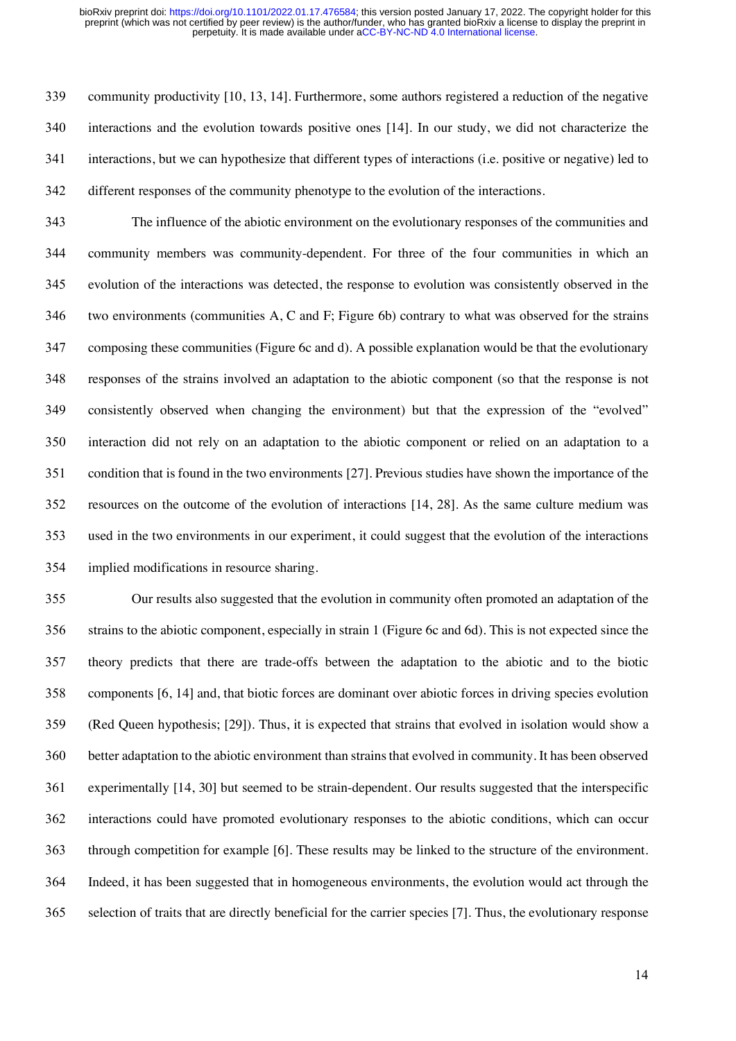community productivity [10, 13, 14]. Furthermore, some authors registered a reduction of the negative interactions and the evolution towards positive ones [14]. In our study, we did not characterize the interactions, but we can hypothesize that different types of interactions (i.e. positive or negative) led to different responses of the community phenotype to the evolution of the interactions.

The influence of the abiotic environment on the evolutionary responses of the communities and community members was community-dependent. For three of the four communities in which an evolution of the interactions was detected, the response to evolution was consistently observed in the two environments (communities A, C and F; Figure 6b) contrary to what was observed for the strains composing these communities (Figure 6c and d). A possible explanation would be that the evolutionary responses of the strains involved an adaptation to the abiotic component (so that the response is not consistently observed when changing the environment) but that the expression of the "evolved" interaction did not rely on an adaptation to the abiotic component or relied on an adaptation to a condition that is found in the two environments [27]. Previous studies have shown the importance of the resources on the outcome of the evolution of interactions [14, 28]. As the same culture medium was used in the two environments in our experiment, it could suggest that the evolution of the interactions implied modifications in resource sharing.

Our results also suggested that the evolution in community often promoted an adaptation of the strains to the abiotic component, especially in strain 1 (Figure 6c and 6d). This is not expected since the theory predicts that there are trade-offs between the adaptation to the abiotic and to the biotic components [6, 14] and, that biotic forces are dominant over abiotic forces in driving species evolution (Red Queen hypothesis; [29]). Thus, it is expected that strains that evolved in isolation would show a better adaptation to the abiotic environment than strains that evolved in community. It has been observed experimentally [14, 30] but seemed to be strain-dependent. Our results suggested that the interspecific interactions could have promoted evolutionary responses to the abiotic conditions, which can occur through competition for example [6]. These results may be linked to the structure of the environment. Indeed, it has been suggested that in homogeneous environments, the evolution would act through the selection of traits that are directly beneficial for the carrier species [7]. Thus, the evolutionary response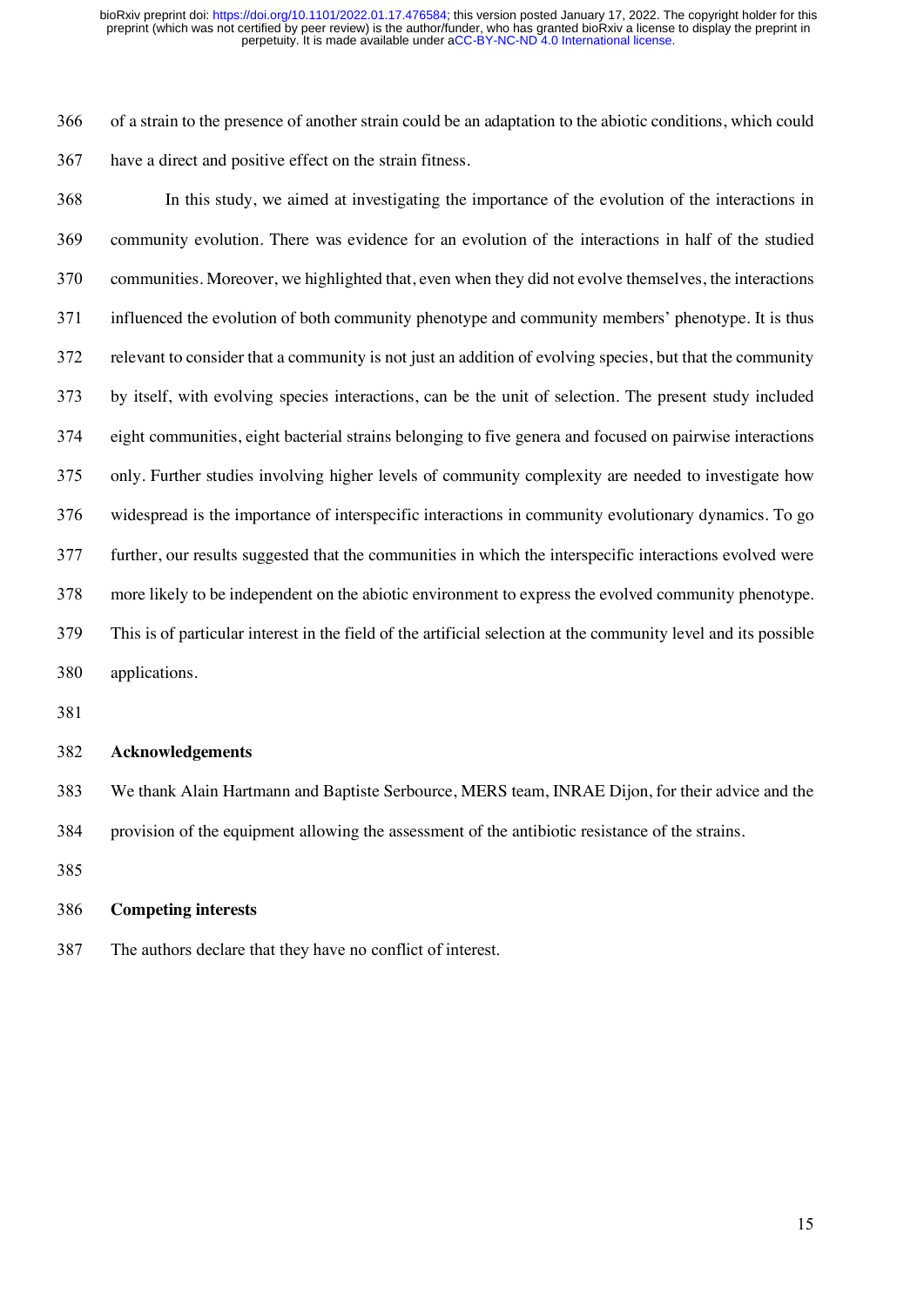of a strain to the presence of another strain could be an adaptation to the abiotic conditions, which could have a direct and positive effect on the strain fitness.

In this study, we aimed at investigating the importance of the evolution of the interactions in community evolution. There was evidence for an evolution of the interactions in half of the studied communities. Moreover, we highlighted that, even when they did not evolve themselves, the interactions influenced the evolution of both community phenotype and community members' phenotype. It is thus relevant to consider that a community is not just an addition of evolving species, but that the community by itself, with evolving species interactions, can be the unit of selection. The present study included eight communities, eight bacterial strains belonging to five genera and focused on pairwise interactions only. Further studies involving higher levels of community complexity are needed to investigate how widespread is the importance of interspecific interactions in community evolutionary dynamics. To go further, our results suggested that the communities in which the interspecific interactions evolved were more likely to be independent on the abiotic environment to express the evolved community phenotype. This is of particular interest in the field of the artificial selection at the community level and its possible applications.

## Acknowledgements

We thank Alain Hartmann and Baptiste Serbource, MERS team, INRAE Dijon, for their advice and the provision of the equipment allowing the assessment of the antibiotic resistance of the strains.

## Competing interests

The authors declare that they have no conflict of interest.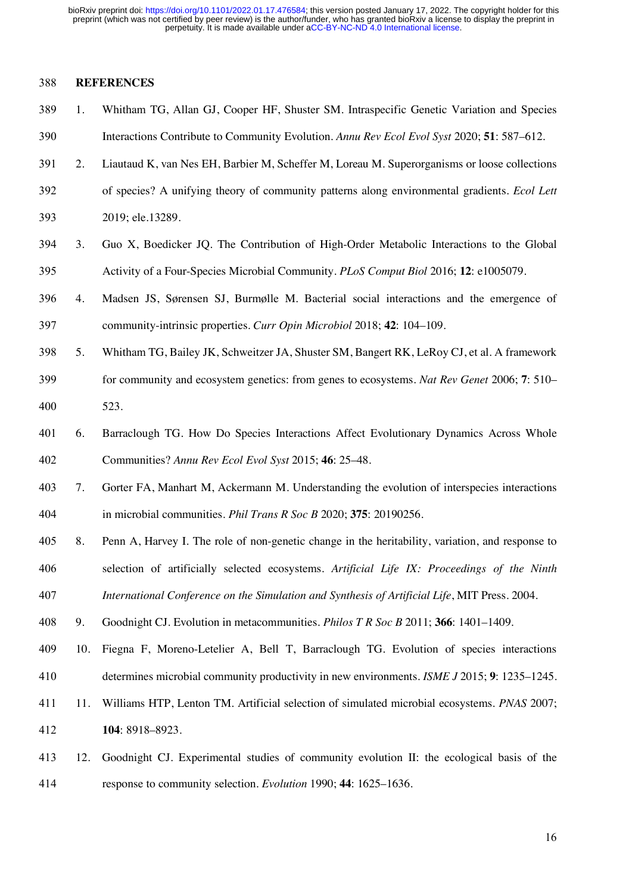## REFERENCES

1. Whitham TG, Allan GJ, Cooper HF, Shuster SM. Intraspecific Genetic Variation and Species Interactions Contribute to Community Evolution. *Annu Rev Ecol Evol Syst* 2020; **51**: 587–612.
2. Liautaud K, van Nes EH, Barbier M, Scheffer M, Loreau M. Superorganisms or loose collections of species? A unifying theory of community patterns along environmental gradients. *Ecol Lett* 2019; ele.13289.
3. Guo X, Boedicker JQ. The Contribution of High-Order Metabolic Interactions to the Global Activity of a Four-Species Microbial Community. *PLoS Comput Biol* 2016; **12**: e1005079.
4. Madsen JS, Sørensen SJ, Burmølle M. Bacterial social interactions and the emergence of community-intrinsic properties. *Curr Opin Microbiol* 2018; **42**: 104–109.
5. Whitham TG, Bailey JK, Schweitzer JA, Shuster SM, Bangert RK, LeRoy CJ, et al. A framework for community and ecosystem genetics: from genes to ecosystems. *Nat Rev Genet* 2006; **7**: 510–523.
6. Barraclough TG. How Do Species Interactions Affect Evolutionary Dynamics Across Whole Communities? *Annu Rev Ecol Evol Syst* 2015; **46**: 25–48.
7. Gorter FA, Manhart M, Ackermann M. Understanding the evolution of interspecies interactions in microbial communities. *Phil Trans R Soc B* 2020; **375**: 20190256.
8. Penn A, Harvey I. The role of non-genetic change in the heritability, variation, and response to selection of artificially selected ecosystems. *Artificial Life IX: Proceedings of the Ninth International Conference on the Simulation and Synthesis of Artificial Life*, MIT Press. 2004.
9. Goodnight CJ. Evolution in metacommunities. *Philos T R Soc B* 2011; **366**: 1401–1409.
10. Fiegna F, Moreno-Letelier A, Bell T, Barraclough TG. Evolution of species interactions determines microbial community productivity in new environments. *ISME J* 2015; **9**: 1235–1245.
11. Williams HTP, Lenton TM. Artificial selection of simulated microbial ecosystems. *PNAS* 2007; **104**: 8918–8923.
12. Goodnight CJ. Experimental studies of community evolution II: the ecological basis of the response to community selection. *Evolution* 1990; **44**: 1625–1636.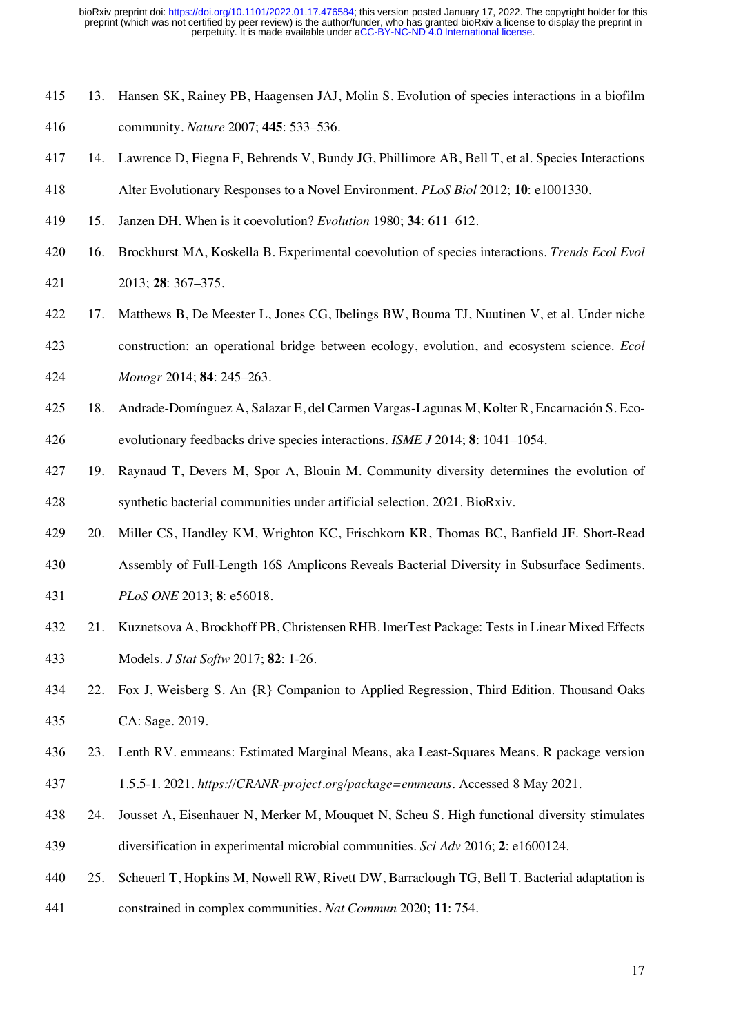13. Hansen SK, Rainey PB, Haagensen JAJ, Molin S. Evolution of species interactions in a biofilm community. *Nature* 2007; **445**: 533–536.
14. Lawrence D, Fiegna F, Behrends V, Bundy JG, Phillimore AB, Bell T, et al. Species Interactions Alter Evolutionary Responses to a Novel Environment. *PLoS Biol* 2012; **10**: e1001330.
15. Janzen DH. When is it coevolution? *Evolution* 1980; **34**: 611–612.
16. Brockhurst MA, Koskella B. Experimental coevolution of species interactions. *Trends Ecol Evol* 2013; **28**: 367–375.
17. Matthews B, De Meester L, Jones CG, Ibelings BW, Bouma TJ, Nuutinen V, et al. Under niche construction: an operational bridge between ecology, evolution, and ecosystem science. *Ecol Monogr* 2014; **84**: 245–263.
18. Andrade-Domínguez A, Salazar E, del Carmen Vargas-Lagunas M, Kolter R, Encarnación S. Eco-evolutionary feedbacks drive species interactions. *ISME J* 2014; **8**: 1041–1054.
19. Raynaud T, Devers M, Spor A, Blouin M. Community diversity determines the evolution of synthetic bacterial communities under artificial selection. 2021. BioRxiv.
20. Miller CS, Handley KM, Wrighton KC, Frischkorn KR, Thomas BC, Banfield JF. Short-Read Assembly of Full-Length 16S Amplicons Reveals Bacterial Diversity in Subsurface Sediments. *PLoS ONE* 2013; **8**: e56018.
21. Kuznetsova A, Brockhoff PB, Christensen RHB. lmerTest Package: Tests in Linear Mixed Effects Models. *J Stat Softw* 2017; **82**: 1-26.
22. Fox J, Weisberg S. An {R} Companion to Applied Regression, Third Edition. Thousand Oaks CA: Sage. 2019.
23. Lenth RV. emmeans: Estimated Marginal Means, aka Least-Squares Means. R package version 1.5.5-1. 2021. *https://CRANR-project.org/package=emmeans*. Accessed 8 May 2021.
24. Jousset A, Eisenhauer N, Merker M, Mouquet N, Scheu S. High functional diversity stimulates diversification in experimental microbial communities. *Sci Adv* 2016; **2**: e1600124.
25. Scheuerl T, Hopkins M, Nowell RW, Rivett DW, Barraclough TG, Bell T. Bacterial adaptation is constrained in complex communities. *Nat Commun* 2020; **11**: 754.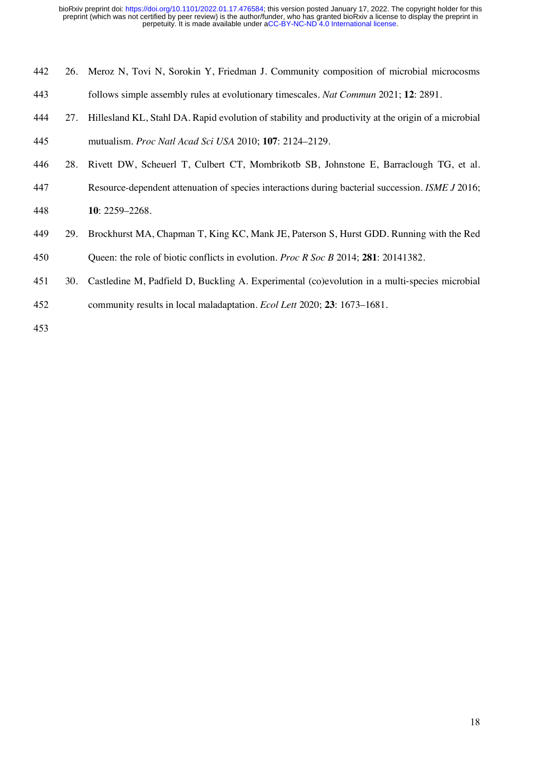26. Meroz N, Tovi N, Sorokin Y, Friedman J. Community composition of microbial microcosms follows simple assembly rules at evolutionary timescales. *Nat Commun* 2021; **12**: 2891.
27. Hillesland KL, Stahl DA. Rapid evolution of stability and productivity at the origin of a microbial mutualism. *Proc Natl Acad Sci USA* 2010; **107**: 2124–2129.
28. Rivett DW, Scheuerl T, Culbert CT, Mombrikotb SB, Johnstone E, Barraclough TG, et al. Resource-dependent attenuation of species interactions during bacterial succession. *ISME J* 2016; **10**: 2259–2268.
29. Brockhurst MA, Chapman T, King KC, Mank JE, Paterson S, Hurst GDD. Running with the Red Queen: the role of biotic conflicts in evolution. *Proc R Soc B* 2014; **281**: 20141382.
30. Castledine M, Padfield D, Buckling A. Experimental (co)evolution in a multi-species microbial community results in local maladaptation. *Ecol Lett* 2020; **23**: 1673–1681.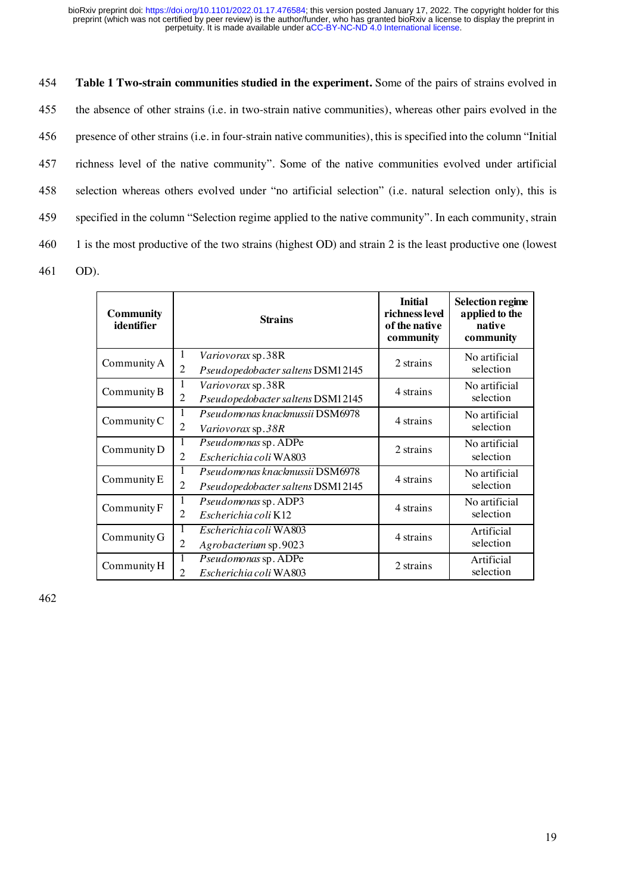**Table 1 Two-strain communities studied in the experiment.** Some of the pairs of strains evolved in the absence of other strains (i.e. in two-strain native communities), whereas other pairs evolved in the presence of other strains (i.e. in four-strain native communities), this is specified into the column "Initial richness level of the native community". Some of the native communities evolved under artificial selection whereas others evolved under "no artificial selection" (i.e. natural selection only), this is specified in the column "Selection regime applied to the native community". In each community, strain 1 is the most productive of the two strains (highest OD) and strain 2 is the least productive one (lowest OD).

| Community identifier | Strains | Initial richness level of the native community | Selection regime applied to the native community |
|---|---|---|---|
| Community A | 1 *Variovorax* sp. 38R<br>2 *Pseudopedobacter saltens* DSM12145 | 2 strains | No artificial selection |
| Community B | 1 *Variovorax* sp. 38R<br>2 *Pseudopedobacter saltens* DSM12145 | 4 strains | No artificial selection |
| Community C | 1 *Pseudomonas knackmussii* DSM6978<br>2 *Variovorax* sp. *38R* | 4 strains | No artificial selection |
| Community D | 1 *Pseudomonas* sp. ADPe<br>2 *Escherichia coli* WA803 | 2 strains | No artificial selection |
| Community E | 1 *Pseudomonas knackmussii* DSM6978<br>2 *Pseudopedobacter saltens* DSM12145 | 4 strains | No artificial selection |
| Community F | 1 *Pseudomonas* sp. ADP3<br>2 *Escherichia coli* K12 | 4 strains | No artificial selection |
| Community G | 1 *Escherichia coli* WA803<br>2 *Agrobacterium* sp. 9023 | 4 strains | Artificial selection |
| Community H | 1 *Pseudomonas* sp. ADPe<br>2 *Escherichia coli* WA803 | 2 strains | Artificial selection |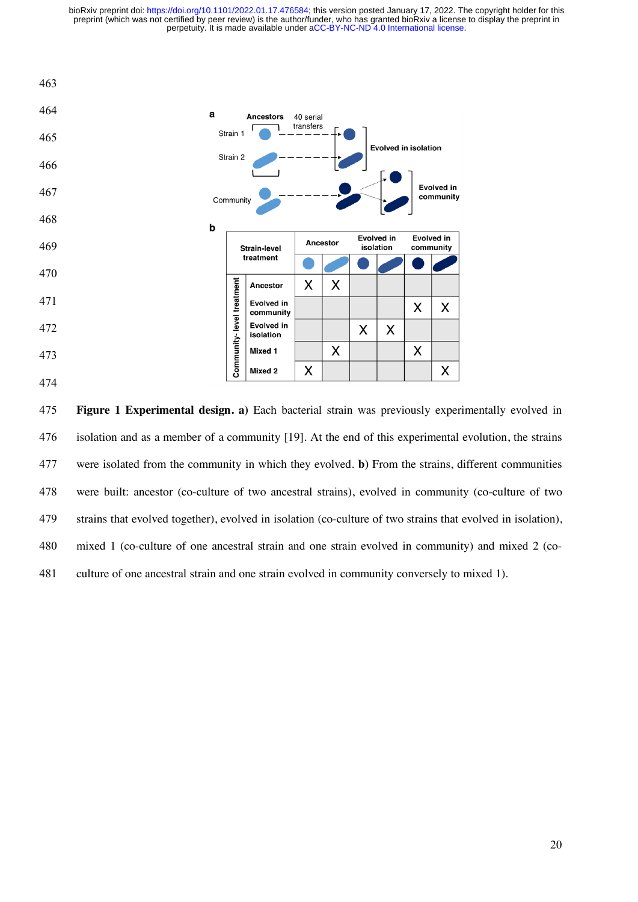**Figure 1 Experimental design. a)** Each bacterial strain was previously experimentally evolved in isolation and as a member of a community [19]. At the end of this experimental evolution, the strains were isolated from the community in which they evolved. **b)** From the strains, different communities were built: ancestor (co-culture of two ancestral strains), evolved in community (co-culture of two strains that evolved together), evolved in isolation (co-culture of two strains that evolved in isolation), mixed 1 (co-culture of one ancestral strain and one strain evolved in community) and mixed 2 (co-culture of one ancestral strain and one strain evolved in community conversely to mixed 1).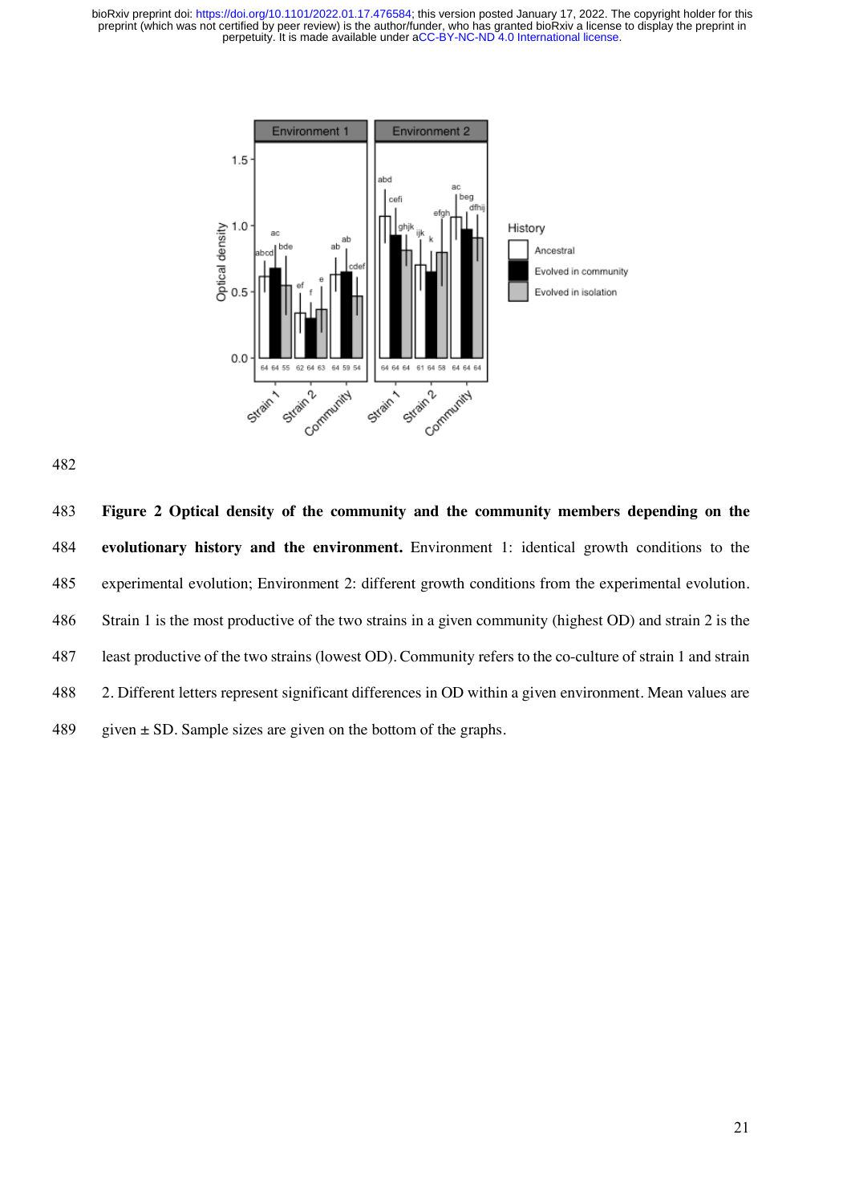**Figure 2 Optical density of the community and the community members depending on the evolutionary history and the environment.** Environment 1: identical growth conditions to the experimental evolution; Environment 2: different growth conditions from the experimental evolution. Strain 1 is the most productive of the two strains in a given community (highest OD) and strain 2 is the least productive of the two strains (lowest OD). Community refers to the co-culture of strain 1 and strain 2. Different letters represent significant differences in OD within a given environment. Mean values are given ± SD. Sample sizes are given on the bottom of the graphs.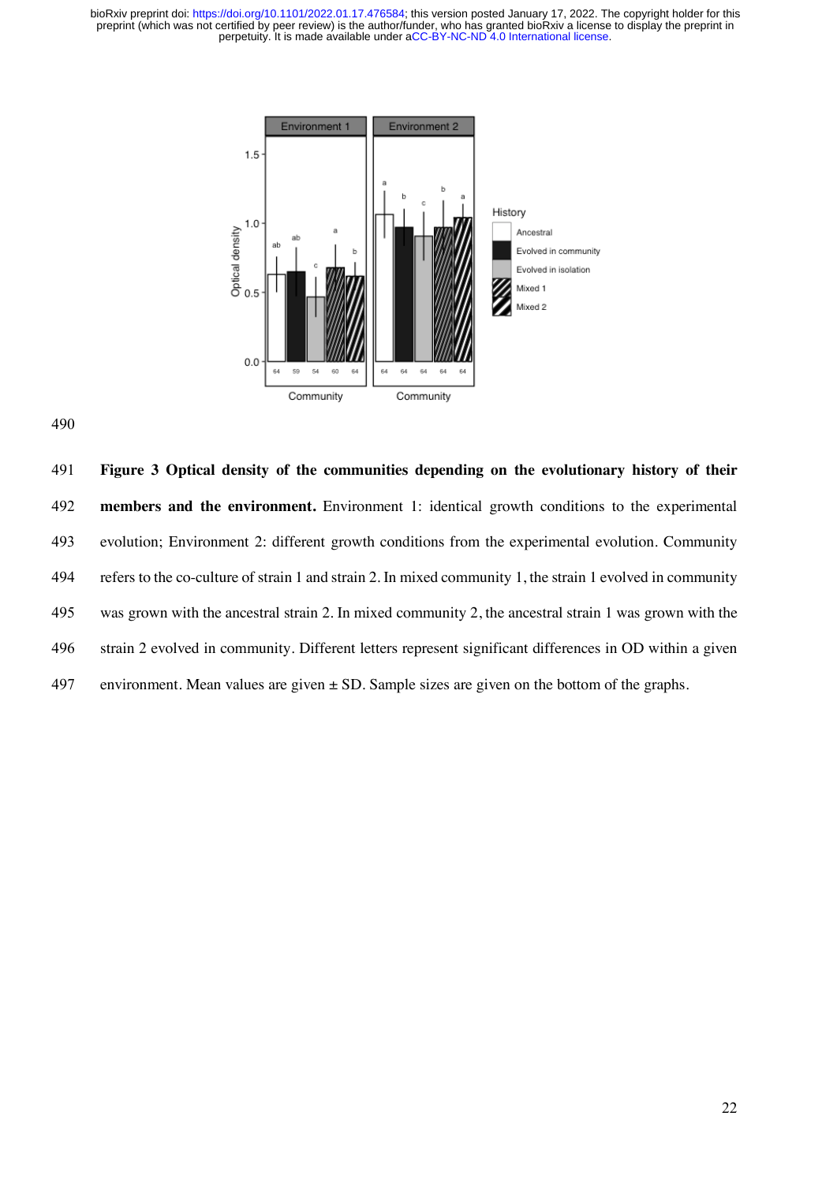**Figure 3 Optical density of the communities depending on the evolutionary history of their members and the environment.** Environment 1: identical growth conditions to the experimental evolution; Environment 2: different growth conditions from the experimental evolution. Community refers to the co-culture of strain 1 and strain 2. In mixed community 1, the strain 1 evolved in community was grown with the ancestral strain 2. In mixed community 2, the ancestral strain 1 was grown with the strain 2 evolved in community. Different letters represent significant differences in OD within a given environment. Mean values are given ± SD. Sample sizes are given on the bottom of the graphs.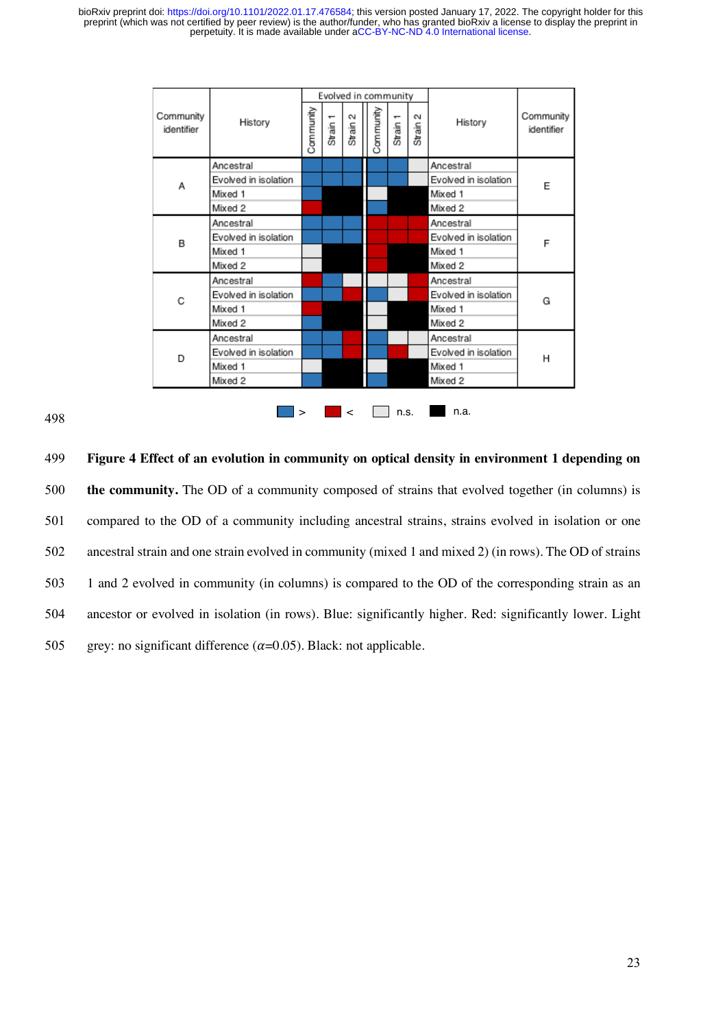| Community identifier | History | Community | Strain 1 | Strain 2 | Community | Strain 1 | Strain 2 | History | Community identifier |
|---|---|---|---|---|---|---|---|---|---|
| | | Evolved in community | | | | | | | |
| A | Ancestral | > | > | > | > | > | n.s. | Ancestral | E |
| | Evolved in isolation | > | > | > | > | > | n.s. | Evolved in isolation | |
| | Mixed 1 | > | n.a. | n.a. | n.s. | n.a. | n.a. | Mixed 1 | |
| | Mixed 2 | < | n.a. | n.a. | > | n.a. | n.a. | Mixed 2 | |
| B | Ancestral | > | > | > | < | < | < | Ancestral | F |
| | Evolved in isolation | > | > | > | < | < | < | Evolved in isolation | |
| | Mixed 1 | n.s. | n.a. | n.a. | < | n.a. | n.a. | Mixed 1 | |
| | Mixed 2 | n.s. | n.a. | n.a. | < | n.a. | n.a. | Mixed 2 | |
| C | Ancestral | < | > | n.s. | n.s. | n.s. | < | Ancestral | G |
| | Evolved in isolation | > | > | < | > | n.s. | < | Evolved in isolation | |
| | Mixed 1 | < | n.a. | n.a. | n.s. | n.a. | n.a. | Mixed 1 | |
| | Mixed 2 | > | n.a. | n.a. | n.s. | n.a. | n.a. | Mixed 2 | |
| D | Ancestral | > | > | < | > | n.s. | n.s. | Ancestral | H |
| | Evolved in isolation | > | > | < | > | < | n.s. | Evolved in isolation | |
| | Mixed 1 | n.s. | n.a. | n.a. | n.s. | n.a. | n.a. | Mixed 1 | |
| | Mixed 2 | > | n.a. | n.a. | > | n.a. | n.a. | Mixed 2 | |

Legend: > (blue), < (red), n.s. (light grey), n.a. (black)

**Figure 4 Effect of an evolution in community on optical density in environment 1 depending on the community.** The OD of a community composed of strains that evolved together (in columns) is compared to the OD of a community including ancestral strains, strains evolved in isolation or one ancestral strain and one strain evolved in community (mixed 1 and mixed 2) (in rows). The OD of strains 1 and 2 evolved in community (in columns) is compared to the OD of the corresponding strain as an ancestor or evolved in isolation (in rows). Blue: significantly higher. Red: significantly lower. Light grey: no significant difference ($\alpha$=0.05). Black: not applicable.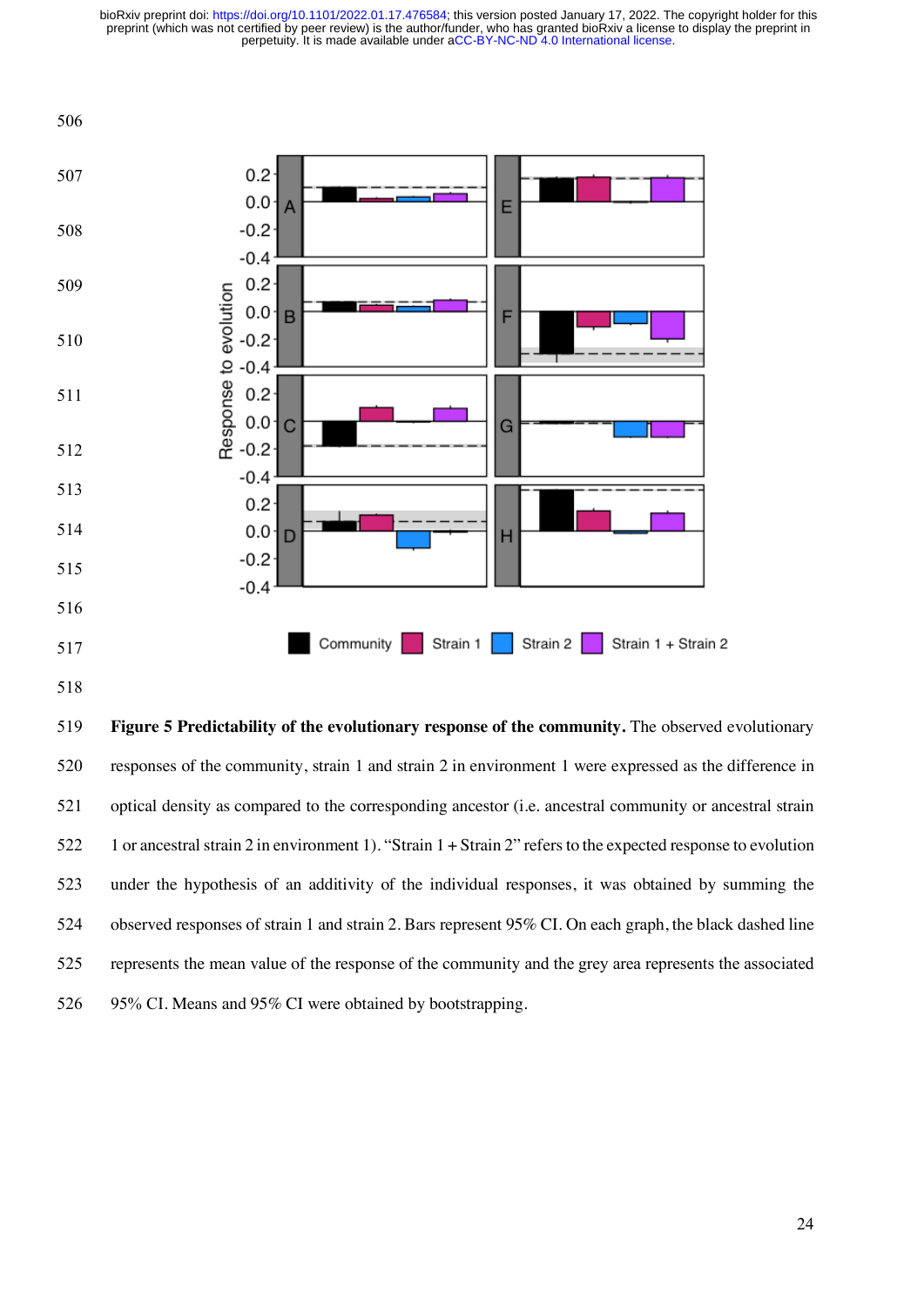**Figure 5 Predictability of the evolutionary response of the community.** The observed evolutionary responses of the community, strain 1 and strain 2 in environment 1 were expressed as the difference in optical density as compared to the corresponding ancestor (i.e. ancestral community or ancestral strain 1 or ancestral strain 2 in environment 1). "Strain 1 + Strain 2" refers to the expected response to evolution under the hypothesis of an additivity of the individual responses, it was obtained by summing the observed responses of strain 1 and strain 2. Bars represent 95% CI. On each graph, the black dashed line represents the mean value of the response of the community and the grey area represents the associated 95% CI. Means and 95% CI were obtained by bootstrapping.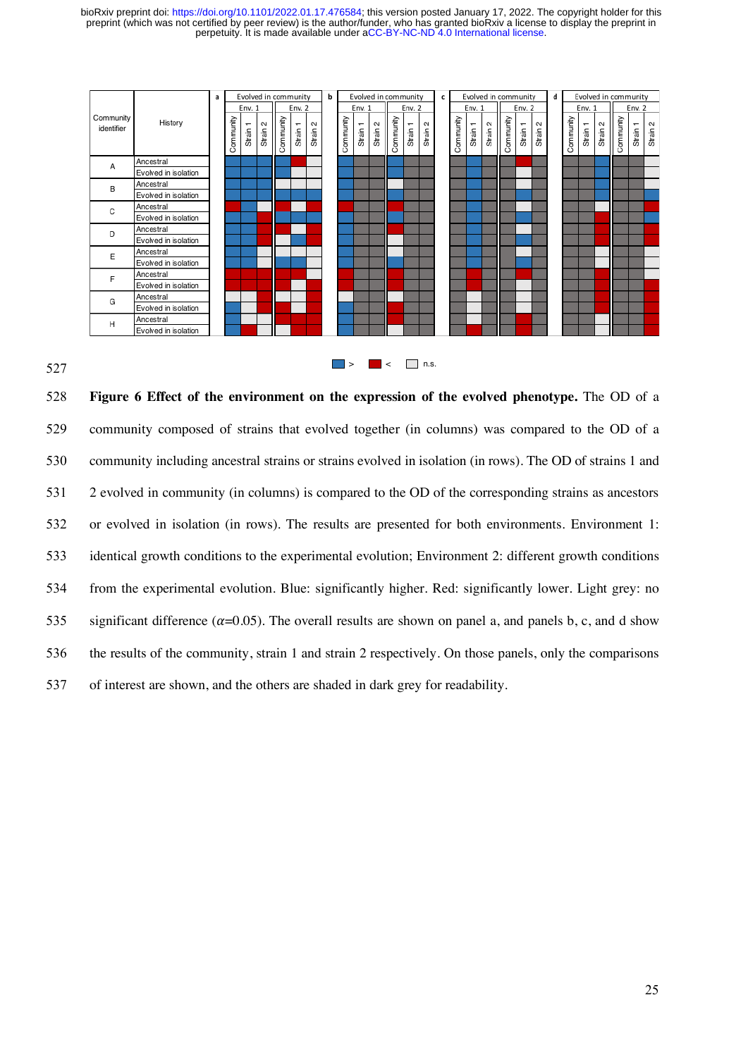| Community identifier | History | a | | | | | | b | | | | | | c | | | | | | d | | | | | |
|---|---|---|---|---|---|---|---|---|---|---|---|---|---|---|---|---|---|---|---|---|---|---|---|---|---|
| | | Evolved in community | | | | | | Evolved in community | | | | | | Evolved in community | | | | | | Evolved in community | | | | | |
| | | Env. 1 | | | Env. 2 | | | Env. 1 | | | Env. 2 | | | Env. 1 | | | Env. 2 | | | Env. 1 | | | Env. 2 | | |
| | | Community | Strain 1 | Strain 2 | Community | Strain 1 | Strain 2 | Community | Strain 1 | Strain 2 | Community | Strain 1 | Strain 2 | Community | Strain 1 | Strain 2 | Community | Strain 1 | Strain 2 | Community | Strain 1 | Strain 2 | Community | Strain 1 | Strain 2 |
| A | Ancestral | | | | | | | | | | | | | | | | | | | | | | | | |
| | Evolved in isolation | | | | | | | | | | | | | | | | | | | | | | | | |
| B | Ancestral | | | | | | | | | | | | | | | | | | | | | | | | |
| | Evolved in isolation | | | | | | | | | | | | | | | | | | | | | | | | |
| C | Ancestral | | | | | | | | | | | | | | | | | | | | | | | | |
| | Evolved in isolation | | | | | | | | | | | | | | | | | | | | | | | | |
| D | Ancestral | | | | | | | | | | | | | | | | | | | | | | | | |
| | Evolved in isolation | | | | | | | | | | | | | | | | | | | | | | | | |
| E | Ancestral | | | | | | | | | | | | | | | | | | | | | | | | |
| | Evolved in isolation | | | | | | | | | | | | | | | | | | | | | | | | |
| F | Ancestral | | | | | | | | | | | | | | | | | | | | | | | | |
| | Evolved in isolation | | | | | | | | | | | | | | | | | | | | | | | | |
| G | Ancestral | | | | | | | | | | | | | | | | | | | | | | | | |
| | Evolved in isolation | | | | | | | | | | | | | | | | | | | | | | | | |
| H | Ancestral | | | | | | | | | | | | | | | | | | | | | | | | |
| | Evolved in isolation | | | | | | | | | | | | | | | | | | | | | | | | |

> < n.s.

**Figure 6 Effect of the environment on the expression of the evolved phenotype.** The OD of a community composed of strains that evolved together (in columns) was compared to the OD of a community including ancestral strains or strains evolved in isolation (in rows). The OD of strains 1 and 2 evolved in community (in columns) is compared to the OD of the corresponding strains as ancestors or evolved in isolation (in rows). The results are presented for both environments. Environment 1: identical growth conditions to the experimental evolution; Environment 2: different growth conditions from the experimental evolution. Blue: significantly higher. Red: significantly lower. Light grey: no significant difference ($\alpha$=0.05). The overall results are shown on panel a, and panels b, c, and d show the results of the community, strain 1 and strain 2 respectively. On those panels, only the comparisons of interest are shown, and the others are shaded in dark grey for readability.